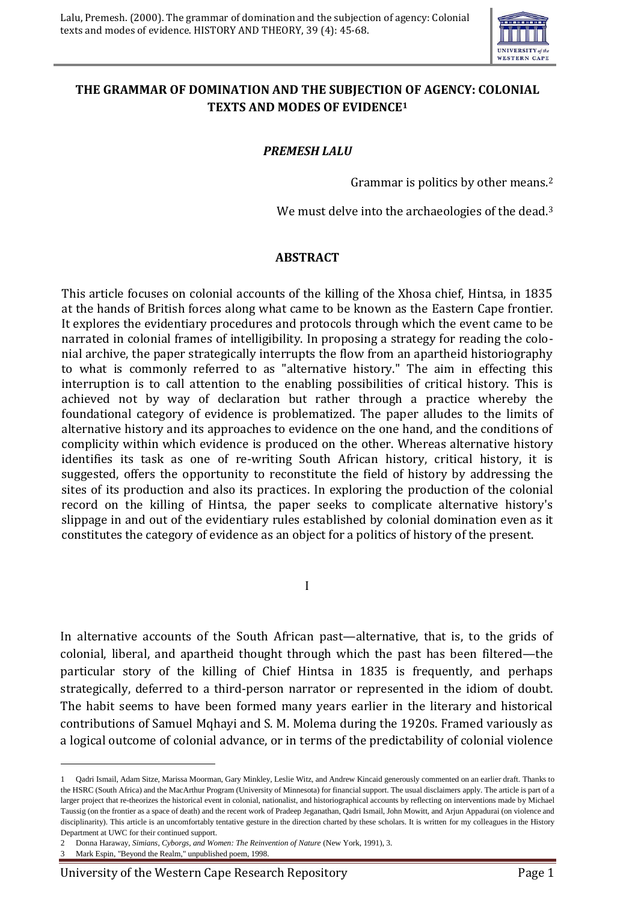# THE GRAMMAR OF DOMINATION AND THE SUBJECTION OF AGENCY: COLONIAL TEXTS AND MODES OF EVIDENCE[1]

***PREMESH LALU***

Grammar is politics by other means.[2]

We must delve into the archaeologies of the dead.[3]

## ABSTRACT

This article focuses on colonial accounts of the killing of the Xhosa chief, Hintsa, in 1835 at the hands of British forces along what came to be known as the Eastern Cape frontier. It explores the evidentiary procedures and protocols through which the event came to be narrated in colonial frames of intelligibility. In proposing a strategy for reading the colonial archive, the paper strategically interrupts the flow from an apartheid historiography to what is commonly referred to as "alternative history." The aim in effecting this interruption is to call attention to the enabling possibilities of critical history. This is achieved not by way of declaration but rather through a practice whereby the foundational category of evidence is problematized. The paper alludes to the limits of alternative history and its approaches to evidence on the one hand, and the conditions of complicity within which evidence is produced on the other. Whereas alternative history identifies its task as one of re-writing South African history, critical history, it is suggested, offers the opportunity to reconstitute the field of history by addressing the sites of its production and also its practices. In exploring the production of the colonial record on the killing of Hintsa, the paper seeks to complicate alternative history's slippage in and out of the evidentiary rules established by colonial domination even as it constitutes the category of evidence as an object for a politics of history of the present.

## I

In alternative accounts of the South African past—alternative, that is, to the grids of colonial, liberal, and apartheid thought through which the past has been filtered—the particular story of the killing of Chief Hintsa in 1835 is frequently, and perhaps strategically, deferred to a third-person narrator or represented in the idiom of doubt. The habit seems to have been formed many years earlier in the literary and historical contributions of Samuel Mqhayi and S. M. Molema during the 1920s. Framed variously as a logical outcome of colonial advance, or in terms of the predictability of colonial violence

---

1 Qadri Ismail, Adam Sitze, Marissa Moorman, Gary Minkley, Leslie Witz, and Andrew Kincaid generously commented on an earlier draft. Thanks to the HSRC (South Africa) and the MacArthur Program (University of Minnesota) for financial support. The usual disclaimers apply. The article is part of a larger project that re-theorizes the historical event in colonial, nationalist, and historiographical accounts by reflecting on interventions made by Michael Taussig (on the frontier as a space of death) and the recent work of Pradeep Jeganathan, Qadri Ismail, John Mowitt, and Arjun Appadurai (on violence and disciplinarity). This article is an uncomfortably tentative gesture in the direction charted by these scholars. It is written for my colleagues in the History Department at UWC for their continued support.

2 Donna Haraway, *Simians, Cyborgs, and Women: The Reinvention of Nature* (New York, 1991), 3.

3 Mark Espin, "Beyond the Realm," unpublished poem, 1998.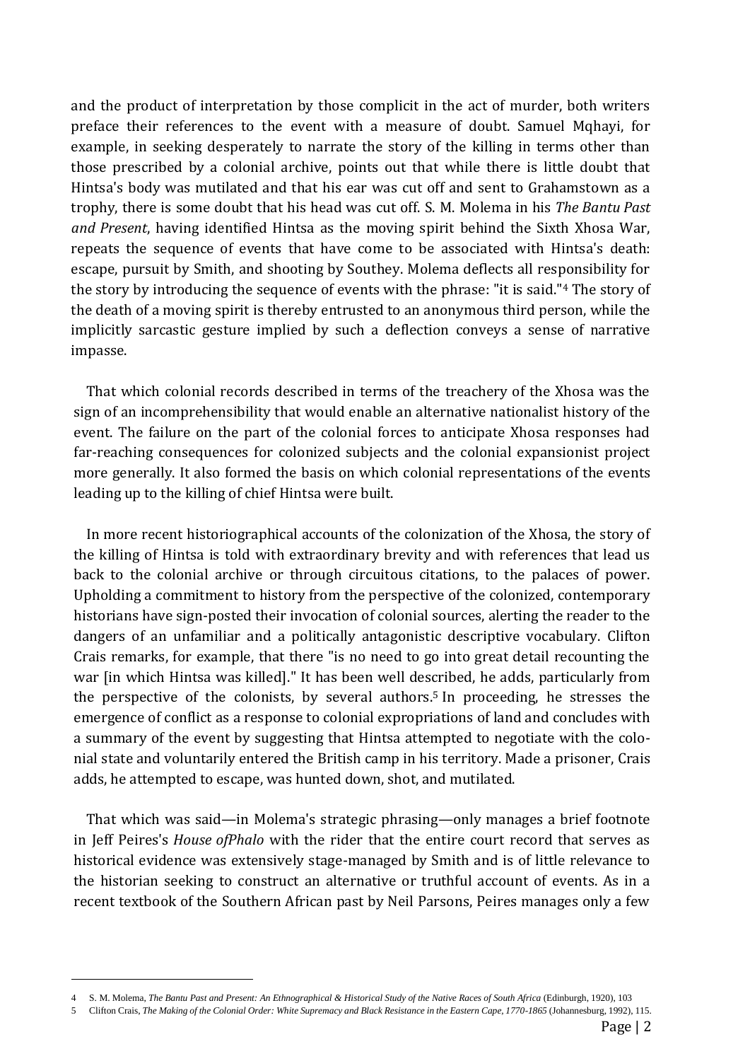and the product of interpretation by those complicit in the act of murder, both writers preface their references to the event with a measure of doubt. Samuel Mqhayi, for example, in seeking desperately to narrate the story of the killing in terms other than those prescribed by a colonial archive, points out that while there is little doubt that Hintsa's body was mutilated and that his ear was cut off and sent to Grahamstown as a trophy, there is some doubt that his head was cut off. S. M. Molema in his *The Bantu Past and Present*, having identified Hintsa as the moving spirit behind the Sixth Xhosa War, repeats the sequence of events that have come to be associated with Hintsa's death: escape, pursuit by Smith, and shooting by Southey. Molema deflects all responsibility for the story by introducing the sequence of events with the phrase: "it is said."[4] The story of the death of a moving spirit is thereby entrusted to an anonymous third person, while the implicitly sarcastic gesture implied by such a deflection conveys a sense of narrative impasse.

That which colonial records described in terms of the treachery of the Xhosa was the sign of an incomprehensibility that would enable an alternative nationalist history of the event. The failure on the part of the colonial forces to anticipate Xhosa responses had far-reaching consequences for colonized subjects and the colonial expansionist project more generally. It also formed the basis on which colonial representations of the events leading up to the killing of chief Hintsa were built.

In more recent historiographical accounts of the colonization of the Xhosa, the story of the killing of Hintsa is told with extraordinary brevity and with references that lead us back to the colonial archive or through circuitous citations, to the palaces of power. Upholding a commitment to history from the perspective of the colonized, contemporary historians have sign-posted their invocation of colonial sources, alerting the reader to the dangers of an unfamiliar and a politically antagonistic descriptive vocabulary. Clifton Crais remarks, for example, that there "is no need to go into great detail recounting the war [in which Hintsa was killed]." It has been well described, he adds, particularly from the perspective of the colonists, by several authors.[5] In proceeding, he stresses the emergence of conflict as a response to colonial expropriations of land and concludes with a summary of the event by suggesting that Hintsa attempted to negotiate with the colonial state and voluntarily entered the British camp in his territory. Made a prisoner, Crais adds, he attempted to escape, was hunted down, shot, and mutilated.

That which was said—in Molema's strategic phrasing—only manages a brief footnote in Jeff Peires's *House ofPhalo* with the rider that the entire court record that serves as historical evidence was extensively stage-managed by Smith and is of little relevance to the historian seeking to construct an alternative or truthful account of events. As in a recent textbook of the Southern African past by Neil Parsons, Peires manages only a few

---

4 S. M. Molema, *The Bantu Past and Present: An Ethnographical & Historical Study of the Native Races of South Africa* (Edinburgh, 1920), 103

5 Clifton Crais, *The Making of the Colonial Order: White Supremacy and Black Resistance in the Eastern Cape, 1770-1865* (Johannesburg, 1992), 115.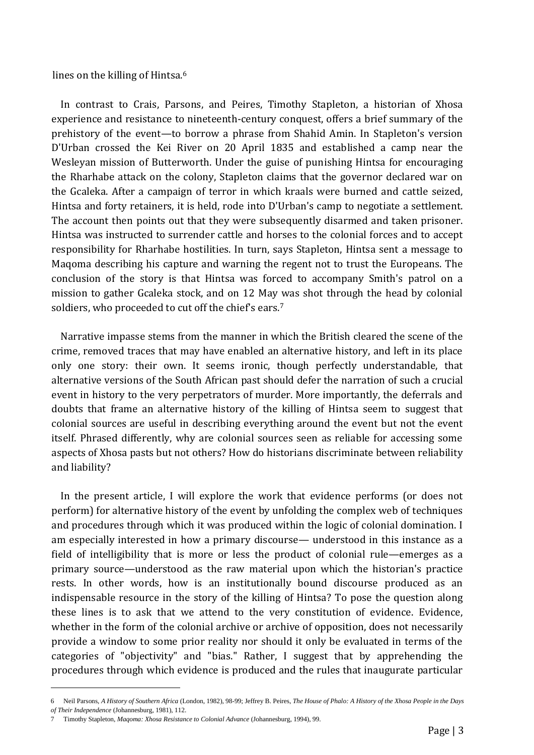lines on the killing of Hintsa.[6]

In contrast to Crais, Parsons, and Peires, Timothy Stapleton, a historian of Xhosa experience and resistance to nineteenth-century conquest, offers a brief summary of the prehistory of the event—to borrow a phrase from Shahid Amin. In Stapleton's version D'Urban crossed the Kei River on 20 April 1835 and established a camp near the Wesleyan mission of Butterworth. Under the guise of punishing Hintsa for encouraging the Rharhabe attack on the colony, Stapleton claims that the governor declared war on the Gcaleka. After a campaign of terror in which kraals were burned and cattle seized, Hintsa and forty retainers, it is held, rode into D'Urban's camp to negotiate a settlement. The account then points out that they were subsequently disarmed and taken prisoner. Hintsa was instructed to surrender cattle and horses to the colonial forces and to accept responsibility for Rharhabe hostilities. In turn, says Stapleton, Hintsa sent a message to Maqoma describing his capture and warning the regent not to trust the Europeans. The conclusion of the story is that Hintsa was forced to accompany Smith's patrol on a mission to gather Gcaleka stock, and on 12 May was shot through the head by colonial soldiers, who proceeded to cut off the chief's ears.[7]

Narrative impasse stems from the manner in which the British cleared the scene of the crime, removed traces that may have enabled an alternative history, and left in its place only one story: their own. It seems ironic, though perfectly understandable, that alternative versions of the South African past should defer the narration of such a crucial event in history to the very perpetrators of murder. More importantly, the deferrals and doubts that frame an alternative history of the killing of Hintsa seem to suggest that colonial sources are useful in describing everything around the event but not the event itself. Phrased differently, why are colonial sources seen as reliable for accessing some aspects of Xhosa pasts but not others? How do historians discriminate between reliability and liability?

In the present article, I will explore the work that evidence performs (or does not perform) for alternative history of the event by unfolding the complex web of techniques and procedures through which it was produced within the logic of colonial domination. I am especially interested in how a primary discourse— understood in this instance as a field of intelligibility that is more or less the product of colonial rule—emerges as a primary source—understood as the raw material upon which the historian's practice rests. In other words, how is an institutionally bound discourse produced as an indispensable resource in the story of the killing of Hintsa? To pose the question along these lines is to ask that we attend to the very constitution of evidence. Evidence, whether in the form of the colonial archive or archive of opposition, does not necessarily provide a window to some prior reality nor should it only be evaluated in terms of the categories of "objectivity" and "bias." Rather, I suggest that by apprehending the procedures through which evidence is produced and the rules that inaugurate particular

---

6 Neil Parsons, *A History of Southern Africa* (London, 1982), 98-99; Jeffrey B. Peires, *The House of Phalo: A History of the Xhosa People in the Days of Their Independence* (Johannesburg, 1981), 112.

7 Timothy Stapleton, *Maqoma: Xhosa Resistance to Colonial Advance* (Johannesburg, 1994), 99.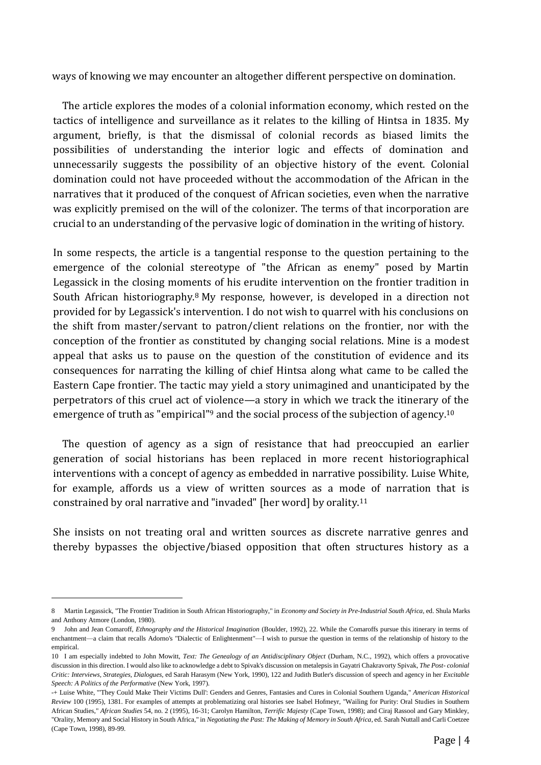ways of knowing we may encounter an altogether different perspective on domination.

The article explores the modes of a colonial information economy, which rested on the tactics of intelligence and surveillance as it relates to the killing of Hintsa in 1835. My argument, briefly, is that the dismissal of colonial records as biased limits the possibilities of understanding the interior logic and effects of domination and unnecessarily suggests the possibility of an objective history of the event. Colonial domination could not have proceeded without the accommodation of the African in the narratives that it produced of the conquest of African societies, even when the narrative was explicitly premised on the will of the colonizer. The terms of that incorporation are crucial to an understanding of the pervasive logic of domination in the writing of history.

In some respects, the article is a tangential response to the question pertaining to the emergence of the colonial stereotype of "the African as enemy" posed by Martin Legassick in the closing moments of his erudite intervention on the frontier tradition in South African historiography.[8] My response, however, is developed in a direction not provided for by Legassick's intervention. I do not wish to quarrel with his conclusions on the shift from master/servant to patron/client relations on the frontier, nor with the conception of the frontier as constituted by changing social relations. Mine is a modest appeal that asks us to pause on the question of the constitution of evidence and its consequences for narrating the killing of chief Hintsa along what came to be called the Eastern Cape frontier. The tactic may yield a story unimagined and unanticipated by the perpetrators of this cruel act of violence—a story in which we track the itinerary of the emergence of truth as "empirical"[9] and the social process of the subjection of agency.[10]

The question of agency as a sign of resistance that had preoccupied an earlier generation of social historians has been replaced in more recent historiographical interventions with a concept of agency as embedded in narrative possibility. Luise White, for example, affords us a view of written sources as a mode of narration that is constrained by oral narrative and "invaded" [her word] by orality.[11]

She insists on not treating oral and written sources as discrete narrative genres and thereby bypasses the objective/biased opposition that often structures history as a

---

8 Martin Legassick, "The Frontier Tradition in South African Historiography," in *Economy and Society in Pre-Industrial South Africa*, ed. Shula Marks and Anthony Atmore (London, 1980).

9 John and Jean Comaroff, *Ethnography and the Historical Imagination* (Boulder, 1992), 22. While the Comaroffs pursue this itinerary in terms of enchantment—a claim that recalls Adorno's "Dialectic of Enlightenment"—I wish to pursue the question in terms of the relationship of history to the empirical.

10 I am especially indebted to John Mowitt, *Text: The Genealogy of an Antidisciplinary Object* (Durham, N.C., 1992), which offers a provocative discussion in this direction. I would also like to acknowledge a debt to Spivak's discussion on metalepsis in Gayatri Chakravorty Spivak, *The Post- colonial Critic: Interviews, Strategies, Dialogues*, ed Sarah Harasym (New York, 1990), 122 and Judith Butler's discussion of speech and agency in her *Excitable Speech: A Politics of the Performative* (New York, 1997).

-+ Luise White, "'They Could Make Their Victims Dull': Genders and Genres, Fantasies and Cures in Colonial Southern Uganda," *American Historical Review* 100 (1995), 1381. For examples of attempts at problematizing oral histories see Isabel Hofmeyr, "Wailing for Purity: Oral Studies in Southern African Studies," *African Studies* 54, no. 2 (1995), 16-31; Carolyn Hamilton, *Terrific Majesty* (Cape Town, 1998); and Ciraj Rassool and Gary Minkley, "Orality, Memory and Social History in South Africa," in *Negotiating the Past: The Making of Memory in South Africa*, ed. Sarah Nuttall and Carli Coetzee (Cape Town, 1998), 89-99.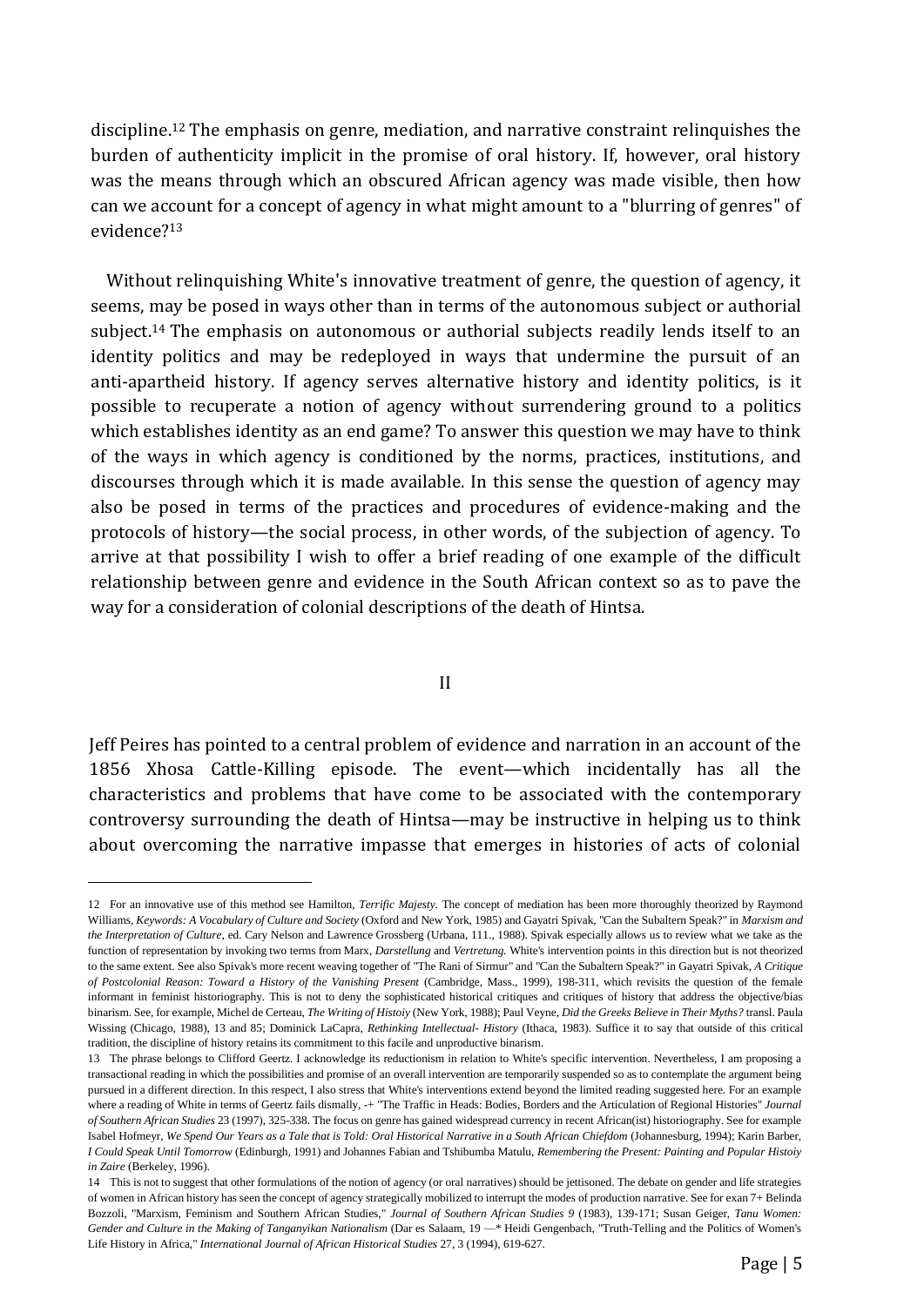discipline.[12] The emphasis on genre, mediation, and narrative constraint relinquishes the burden of authenticity implicit in the promise of oral history. If, however, oral history was the means through which an obscured African agency was made visible, then how can we account for a concept of agency in what might amount to a "blurring of genres" of evidence?[13]

Without relinquishing White's innovative treatment of genre, the question of agency, it seems, may be posed in ways other than in terms of the autonomous subject or authorial subject.[14] The emphasis on autonomous or authorial subjects readily lends itself to an identity politics and may be redeployed in ways that undermine the pursuit of an anti-apartheid history. If agency serves alternative history and identity politics, is it possible to recuperate a notion of agency without surrendering ground to a politics which establishes identity as an end game? To answer this question we may have to think of the ways in which agency is conditioned by the norms, practices, institutions, and discourses through which it is made available. In this sense the question of agency may also be posed in terms of the practices and procedures of evidence-making and the protocols of history—the social process, in other words, of the subjection of agency. To arrive at that possibility I wish to offer a brief reading of one example of the difficult relationship between genre and evidence in the South African context so as to pave the way for a consideration of colonial descriptions of the death of Hintsa.

## II

Jeff Peires has pointed to a central problem of evidence and narration in an account of the 1856 Xhosa Cattle-Killing episode. The event—which incidentally has all the characteristics and problems that have come to be associated with the contemporary controversy surrounding the death of Hintsa—may be instructive in helping us to think about overcoming the narrative impasse that emerges in histories of acts of colonial

---

12 For an innovative use of this method see Hamilton, *Terrific Majesty.* The concept of mediation has been more thoroughly theorized by Raymond Williams, *Keywords: A Vocabulary of Culture and Society* (Oxford and New York, 1985) and Gayatri Spivak, "Can the Subaltern Speak?" in *Marxism and the Interpretation of Culture*, ed. Cary Nelson and Lawrence Grossberg (Urbana, 111., 1988). Spivak especially allows us to review what we take as the function of representation by invoking two terms from Marx, *Darstellung* and *Vertretung.* White's intervention points in this direction but is not theorized to the same extent. See also Spivak's more recent weaving together of "The Rani of Sirmur" and "Can the Subaltern Speak?" in Gayatri Spivak, *A Critique of Postcolonial Reason: Toward a History of the Vanishing Present* (Cambridge, Mass., 1999), 198-311, which revisits the question of the female informant in feminist historiography. This is not to deny the sophisticated historical critiques and critiques of history that address the objective/bias binarism. See, for example, Michel de Certeau, *The Writing of Histoiy* (New York, 1988); Paul Veyne, *Did the Greeks Believe in Their Myths?* transl. Paula Wissing (Chicago, 1988), 13 and 85; Dominick LaCapra, *Rethinking Intellectual- History* (Ithaca, 1983). Suffice it to say that outside of this critical tradition, the discipline of history retains its commitment to this facile and unproductive binarism.

13 The phrase belongs to Clifford Geertz. I acknowledge its reductionism in relation to White's specific intervention. Nevertheless, I am proposing a transactional reading in which the possibilities and promise of an overall intervention are temporarily suspended so as to contemplate the argument being pursued in a different direction. In this respect, I also stress that White's interventions extend beyond the limited reading suggested here. For an example where a reading of White in terms of Geertz fails dismally, -+ "The Traffic in Heads: Bodies, Borders and the Articulation of Regional Histories" *Journal of Southern African Studies* 23 (1997), 325-338. The focus on genre has gained widespread currency in recent African(ist) historiography. See for example Isabel Hofmeyr, *We Spend Our Years as a Tale that is Told: Oral Historical Narrative in a South African Chiefdom* (Johannesburg, 1994); Karin Barber, *I Could Speak Until Tomorrow* (Edinburgh, 1991) and Johannes Fabian and Tshibumba Matulu, *Remembering the Present: Painting and Popular Histoiy in Zaire* (Berkeley, 1996).

14 This is not to suggest that other formulations of the notion of agency (or oral narratives) should be jettisoned. The debate on gender and life strategies of women in African history has seen the concept of agency strategically mobilized to interrupt the modes of production narrative. See for exan 7+ Belinda Bozzoli, "Marxism, Feminism and Southern African Studies," *Journal of Southern African Studies 9* (1983), 139-171; Susan Geiger, *Tanu Women: Gender and Culture in the Making of Tanganyikan Nationalism* (Dar es Salaam, 19 —* Heidi Gengenbach, "Truth-Telling and the Politics of Women's Life History in Africa," *International Journal of African Historical Studies* 27, 3 (1994), 619-627.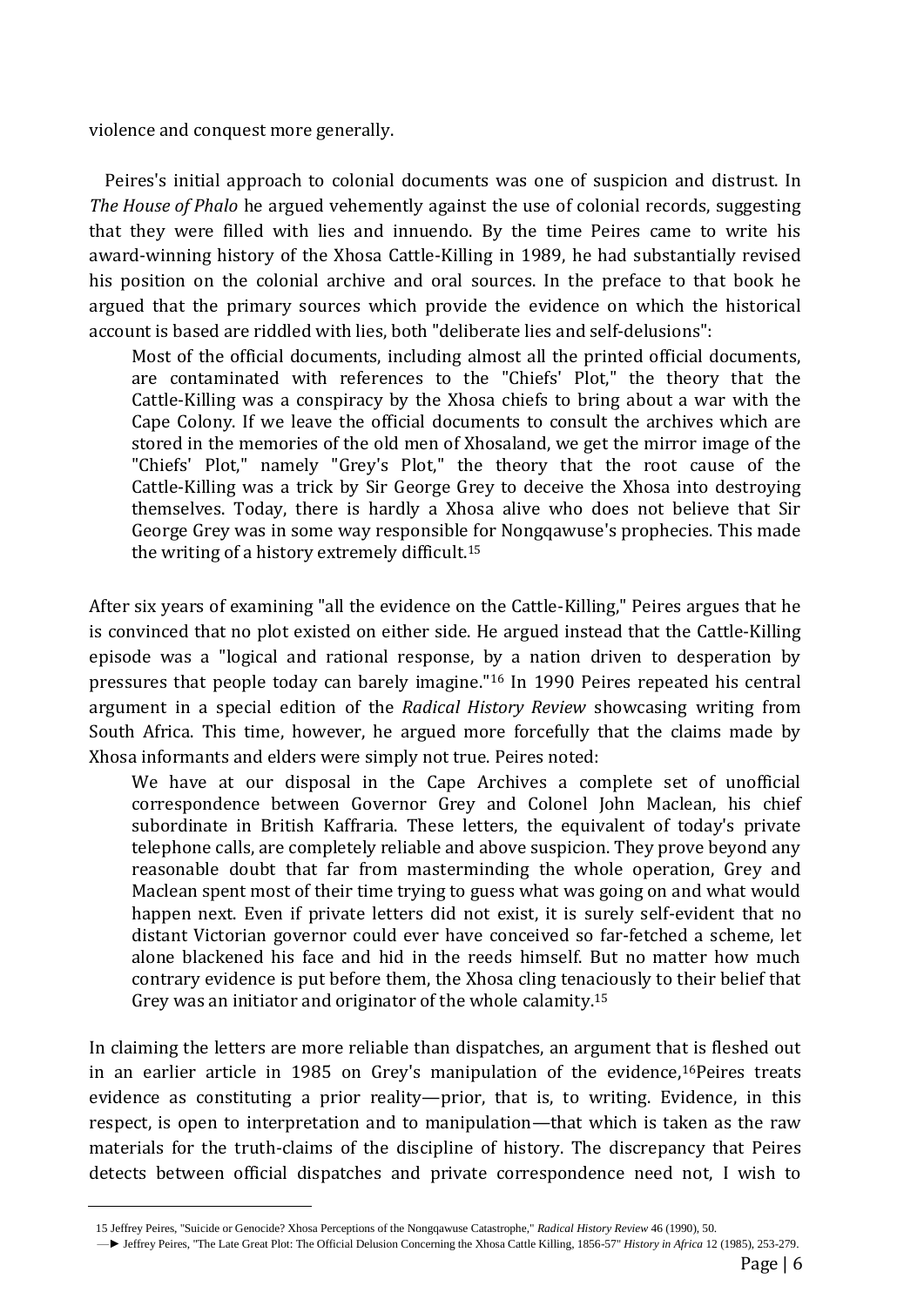violence and conquest more generally.

Peires's initial approach to colonial documents was one of suspicion and distrust. In *The House of Phalo* he argued vehemently against the use of colonial records, suggesting that they were filled with lies and innuendo. By the time Peires came to write his award-winning history of the Xhosa Cattle-Killing in 1989, he had substantially revised his position on the colonial archive and oral sources. In the preface to that book he argued that the primary sources which provide the evidence on which the historical account is based are riddled with lies, both "deliberate lies and self-delusions":

> Most of the official documents, including almost all the printed official documents, are contaminated with references to the "Chiefs' Plot," the theory that the Cattle-Killing was a conspiracy by the Xhosa chiefs to bring about a war with the Cape Colony. If we leave the official documents to consult the archives which are stored in the memories of the old men of Xhosaland, we get the mirror image of the "Chiefs' Plot," namely "Grey's Plot," the theory that the root cause of the Cattle-Killing was a trick by Sir George Grey to deceive the Xhosa into destroying themselves. Today, there is hardly a Xhosa alive who does not believe that Sir George Grey was in some way responsible for Nongqawuse's prophecies. This made the writing of a history extremely difficult.[15]

After six years of examining "all the evidence on the Cattle-Killing," Peires argues that he is convinced that no plot existed on either side. He argued instead that the Cattle-Killing episode was a "logical and rational response, by a nation driven to desperation by pressures that people today can barely imagine."[16] In 1990 Peires repeated his central argument in a special edition of the *Radical History Review* showcasing writing from South Africa. This time, however, he argued more forcefully that the claims made by Xhosa informants and elders were simply not true. Peires noted:

> We have at our disposal in the Cape Archives a complete set of unofficial correspondence between Governor Grey and Colonel John Maclean, his chief subordinate in British Kaffraria. These letters, the equivalent of today's private telephone calls, are completely reliable and above suspicion. They prove beyond any reasonable doubt that far from masterminding the whole operation, Grey and Maclean spent most of their time trying to guess what was going on and what would happen next. Even if private letters did not exist, it is surely self-evident that no distant Victorian governor could ever have conceived so far-fetched a scheme, let alone blackened his face and hid in the reeds himself. But no matter how much contrary evidence is put before them, the Xhosa cling tenaciously to their belief that Grey was an initiator and originator of the whole calamity.[15]

In claiming the letters are more reliable than dispatches, an argument that is fleshed out in an earlier article in 1985 on Grey's manipulation of the evidence,[16]Peires treats evidence as constituting a prior reality—prior, that is, to writing. Evidence, in this respect, is open to interpretation and to manipulation—that which is taken as the raw materials for the truth-claims of the discipline of history. The discrepancy that Peires detects between official dispatches and private correspondence need not, I wish to

---

15 Jeffrey Peires, "Suicide or Genocide? Xhosa Perceptions of the Nongqawuse Catastrophe," *Radical History Review* 46 (1990), 50.

—► Jeffrey Peires, "The Late Great Plot: The Official Delusion Concerning the Xhosa Cattle Killing, 1856-57" *History in Africa* 12 (1985), 253-279.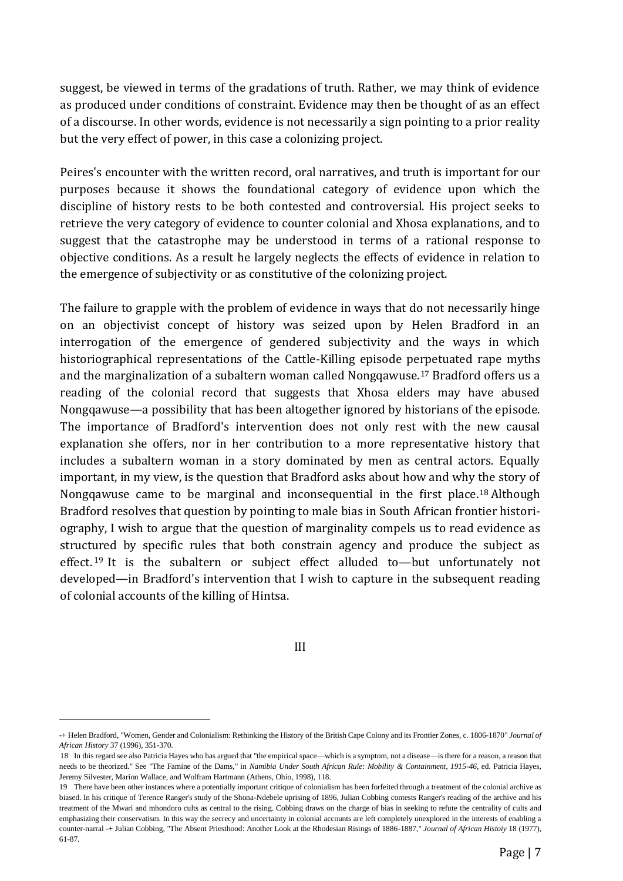suggest, be viewed in terms of the gradations of truth. Rather, we may think of evidence as produced under conditions of constraint. Evidence may then be thought of as an effect of a discourse. In other words, evidence is not necessarily a sign pointing to a prior reality but the very effect of power, in this case a colonizing project.

Peires's encounter with the written record, oral narratives, and truth is important for our purposes because it shows the foundational category of evidence upon which the discipline of history rests to be both contested and controversial. His project seeks to retrieve the very category of evidence to counter colonial and Xhosa explanations, and to suggest that the catastrophe may be understood in terms of a rational response to objective conditions. As a result he largely neglects the effects of evidence in relation to the emergence of subjectivity or as constitutive of the colonizing project.

The failure to grapple with the problem of evidence in ways that do not necessarily hinge on an objectivist concept of history was seized upon by Helen Bradford in an interrogation of the emergence of gendered subjectivity and the ways in which historiographical representations of the Cattle-Killing episode perpetuated rape myths and the marginalization of a subaltern woman called Nongqawuse.[17] Bradford offers us a reading of the colonial record that suggests that Xhosa elders may have abused Nongqawuse—a possibility that has been altogether ignored by historians of the episode. The importance of Bradford's intervention does not only rest with the new causal explanation she offers, nor in her contribution to a more representative history that includes a subaltern woman in a story dominated by men as central actors. Equally important, in my view, is the question that Bradford asks about how and why the story of Nongqawuse came to be marginal and inconsequential in the first place.[18] Although Bradford resolves that question by pointing to male bias in South African frontier historiography, I wish to argue that the question of marginality compels us to read evidence as structured by specific rules that both constrain agency and produce the subject as effect.[19] It is the subaltern or subject effect alluded to—but unfortunately not developed—in Bradford's intervention that I wish to capture in the subsequent reading of colonial accounts of the killing of Hintsa.

## III

-+ Helen Bradford, "Women, Gender and Colonialism: Rethinking the History of the British Cape Colony and its Frontier Zones, c. 1806-1870" *Journal of African History* 37 (1996), 351-370.

18 In this regard see also Patricia Hayes who has argued that "the empirical space—which is a symptom, not a disease—is there for a reason, a reason that needs to be theorized." See "The Famine of the Dams," in *Namibia Under South African Rule: Mobility & Containment, 1915-46*, ed. Patricia Hayes, Jeremy Silvester, Marion Wallace, and Wolfram Hartmann (Athens, Ohio, 1998), 118.

19 There have been other instances where a potentially important critique of colonialism has been forfeited through a treatment of the colonial archive as biased. In his critique of Terence Ranger's study of the Shona-Ndebele uprising of 1896, Julian Cobbing contests Ranger's reading of the archive and his treatment of the Mwari and mhondoro cults as central to the rising. Cobbing draws on the charge of bias in seeking to refute the centrality of cults and emphasizing their conservatism. In this way the secrecy and uncertainty in colonial accounts are left completely unexplored in the interests of enabling a counter-narral -+ Julian Cobbing, "The Absent Priesthood: Another Look at the Rhodesian Risings of 1886-1887," *Journal of African Histoiy* 18 (1977), 61-87.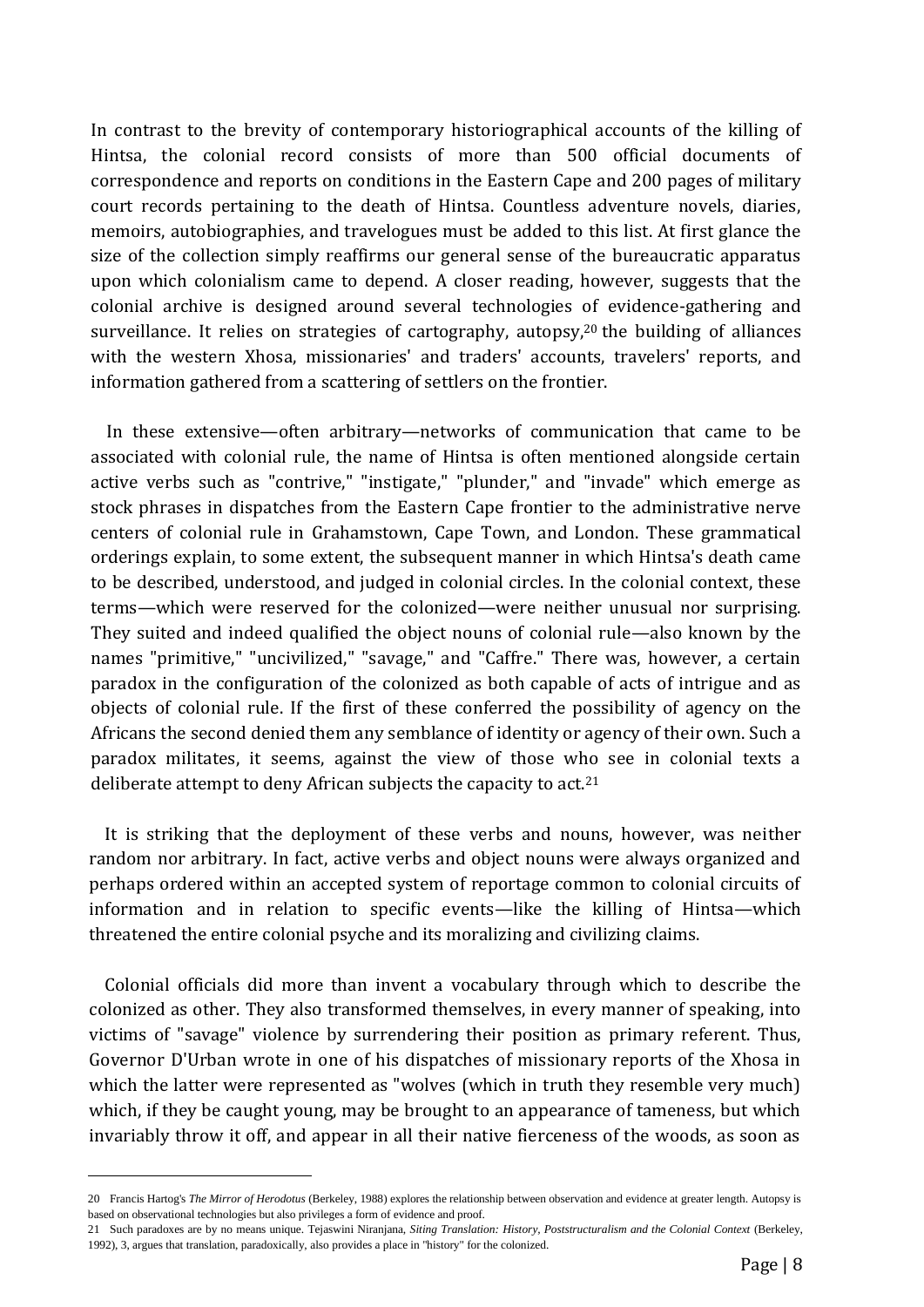In contrast to the brevity of contemporary historiographical accounts of the killing of Hintsa, the colonial record consists of more than 500 official documents of correspondence and reports on conditions in the Eastern Cape and 200 pages of military court records pertaining to the death of Hintsa. Countless adventure novels, diaries, memoirs, autobiographies, and travelogues must be added to this list. At first glance the size of the collection simply reaffirms our general sense of the bureaucratic apparatus upon which colonialism came to depend. A closer reading, however, suggests that the colonial archive is designed around several technologies of evidence-gathering and surveillance. It relies on strategies of cartography, autopsy,[20] the building of alliances with the western Xhosa, missionaries' and traders' accounts, travelers' reports, and information gathered from a scattering of settlers on the frontier.

In these extensive—often arbitrary—networks of communication that came to be associated with colonial rule, the name of Hintsa is often mentioned alongside certain active verbs such as "contrive," "instigate," "plunder," and "invade" which emerge as stock phrases in dispatches from the Eastern Cape frontier to the administrative nerve centers of colonial rule in Grahamstown, Cape Town, and London. These grammatical orderings explain, to some extent, the subsequent manner in which Hintsa's death came to be described, understood, and judged in colonial circles. In the colonial context, these terms—which were reserved for the colonized—were neither unusual nor surprising. They suited and indeed qualified the object nouns of colonial rule—also known by the names "primitive," "uncivilized," "savage," and "Caffre." There was, however, a certain paradox in the configuration of the colonized as both capable of acts of intrigue and as objects of colonial rule. If the first of these conferred the possibility of agency on the Africans the second denied them any semblance of identity or agency of their own. Such a paradox militates, it seems, against the view of those who see in colonial texts a deliberate attempt to deny African subjects the capacity to act.[21]

It is striking that the deployment of these verbs and nouns, however, was neither random nor arbitrary. In fact, active verbs and object nouns were always organized and perhaps ordered within an accepted system of reportage common to colonial circuits of information and in relation to specific events—like the killing of Hintsa—which threatened the entire colonial psyche and its moralizing and civilizing claims.

Colonial officials did more than invent a vocabulary through which to describe the colonized as other. They also transformed themselves, in every manner of speaking, into victims of "savage" violence by surrendering their position as primary referent. Thus, Governor D'Urban wrote in one of his dispatches of missionary reports of the Xhosa in which the latter were represented as "wolves (which in truth they resemble very much) which, if they be caught young, may be brought to an appearance of tameness, but which invariably throw it off, and appear in all their native fierceness of the woods, as soon as

---

20 Francis Hartog's *The Mirror of Herodotus* (Berkeley, 1988) explores the relationship between observation and evidence at greater length. Autopsy is based on observational technologies but also privileges a form of evidence and proof.

21 Such paradoxes are by no means unique. Tejaswini Niranjana, *Siting Translation: History, Poststructuralism and the Colonial Context* (Berkeley, 1992), 3, argues that translation, paradoxically, also provides a place in "history" for the colonized.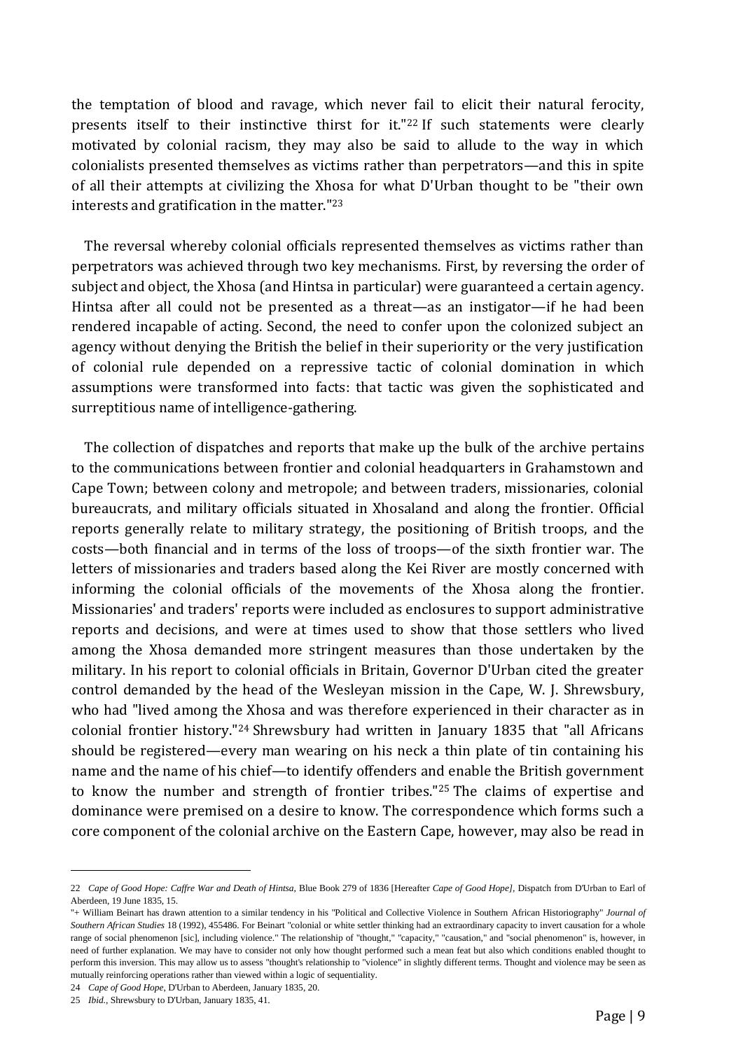the temptation of blood and ravage, which never fail to elicit their natural ferocity, presents itself to their instinctive thirst for it."[22] If such statements were clearly motivated by colonial racism, they may also be said to allude to the way in which colonialists presented themselves as victims rather than perpetrators—and this in spite of all their attempts at civilizing the Xhosa for what D'Urban thought to be "their own interests and gratification in the matter."[23]

The reversal whereby colonial officials represented themselves as victims rather than perpetrators was achieved through two key mechanisms. First, by reversing the order of subject and object, the Xhosa (and Hintsa in particular) were guaranteed a certain agency. Hintsa after all could not be presented as a threat—as an instigator—if he had been rendered incapable of acting. Second, the need to confer upon the colonized subject an agency without denying the British the belief in their superiority or the very justification of colonial rule depended on a repressive tactic of colonial domination in which assumptions were transformed into facts: that tactic was given the sophisticated and surreptitious name of intelligence-gathering.

The collection of dispatches and reports that make up the bulk of the archive pertains to the communications between frontier and colonial headquarters in Grahamstown and Cape Town; between colony and metropole; and between traders, missionaries, colonial bureaucrats, and military officials situated in Xhosaland and along the frontier. Official reports generally relate to military strategy, the positioning of British troops, and the costs—both financial and in terms of the loss of troops—of the sixth frontier war. The letters of missionaries and traders based along the Kei River are mostly concerned with informing the colonial officials of the movements of the Xhosa along the frontier. Missionaries' and traders' reports were included as enclosures to support administrative reports and decisions, and were at times used to show that those settlers who lived among the Xhosa demanded more stringent measures than those undertaken by the military. In his report to colonial officials in Britain, Governor D'Urban cited the greater control demanded by the head of the Wesleyan mission in the Cape, W. J. Shrewsbury, who had "lived among the Xhosa and was therefore experienced in their character as in colonial frontier history."[24] Shrewsbury had written in January 1835 that "all Africans should be registered—every man wearing on his neck a thin plate of tin containing his name and the name of his chief—to identify offenders and enable the British government to know the number and strength of frontier tribes."[25] The claims of expertise and dominance were premised on a desire to know. The correspondence which forms such a core component of the colonial archive on the Eastern Cape, however, may also be read in

---

22 *Cape of Good Hope: Caffre War and Death of Hintsa*, Blue Book 279 of 1836 [Hereafter *Cape of Good Hope]*, Dispatch from D'Urban to Earl of Aberdeen, 19 June 1835, 15.

"+ William Beinart has drawn attention to a similar tendency in his "Political and Collective Violence in Southern African Historiography" *Journal of Southern African Studies* 18 (1992), 455486. For Beinart "colonial or white settler thinking had an extraordinary capacity to invert causation for a whole range of social phenomenon [sic], including violence." The relationship of "thought," "capacity," "causation," and "social phenomenon" is, however, in need of further explanation. We may have to consider not only how thought performed such a mean feat but also which conditions enabled thought to perform this inversion. This may allow us to assess "thought's relationship to "violence" in slightly different terms. Thought and violence may be seen as mutually reinforcing operations rather than viewed within a logic of sequentiality.

24 *Cape of Good Hope*, D'Urban to Aberdeen, January 1835, 20.

25 *Ibid.*, Shrewsbury to D'Urban, January 1835, 41.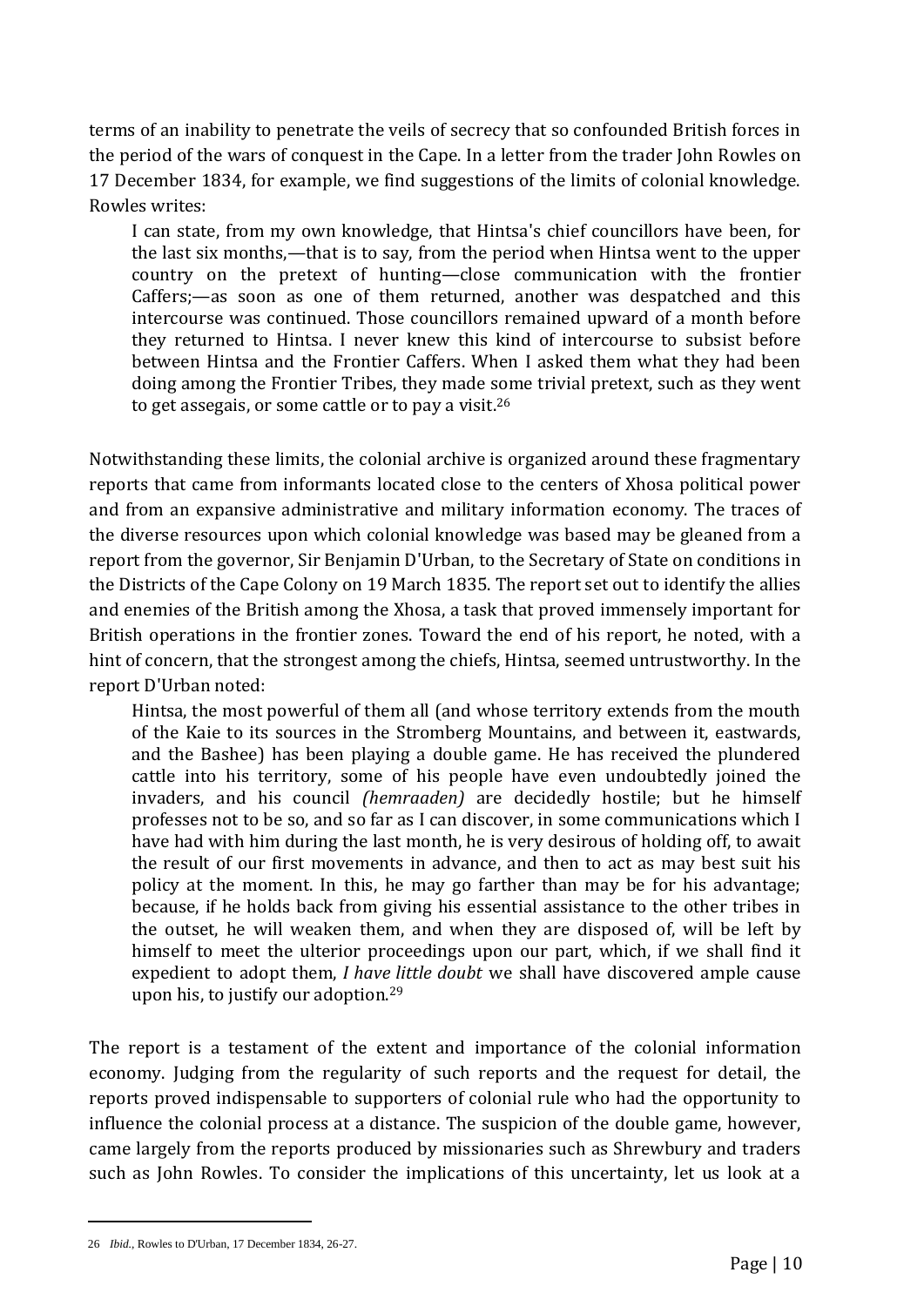terms of an inability to penetrate the veils of secrecy that so confounded British forces in the period of the wars of conquest in the Cape. In a letter from the trader John Rowles on 17 December 1834, for example, we find suggestions of the limits of colonial knowledge. Rowles writes:

> I can state, from my own knowledge, that Hintsa's chief councillors have been, for the last six months,—that is to say, from the period when Hintsa went to the upper country on the pretext of hunting—close communication with the frontier Caffers;—as soon as one of them returned, another was despatched and this intercourse was continued. Those councillors remained upward of a month before they returned to Hintsa. I never knew this kind of intercourse to subsist before between Hintsa and the Frontier Caffers. When I asked them what they had been doing among the Frontier Tribes, they made some trivial pretext, such as they went to get assegais, or some cattle or to pay a visit.[26]

Notwithstanding these limits, the colonial archive is organized around these fragmentary reports that came from informants located close to the centers of Xhosa political power and from an expansive administrative and military information economy. The traces of the diverse resources upon which colonial knowledge was based may be gleaned from a report from the governor, Sir Benjamin D'Urban, to the Secretary of State on conditions in the Districts of the Cape Colony on 19 March 1835. The report set out to identify the allies and enemies of the British among the Xhosa, a task that proved immensely important for British operations in the frontier zones. Toward the end of his report, he noted, with a hint of concern, that the strongest among the chiefs, Hintsa, seemed untrustworthy. In the report D'Urban noted:

> Hintsa, the most powerful of them all (and whose territory extends from the mouth of the Kaie to its sources in the Stromberg Mountains, and between it, eastwards, and the Bashee) has been playing a double game. He has received the plundered cattle into his territory, some of his people have even undoubtedly joined the invaders, and his council *(hemraaden)* are decidedly hostile; but he himself professes not to be so, and so far as I can discover, in some communications which I have had with him during the last month, he is very desirous of holding off, to await the result of our first movements in advance, and then to act as may best suit his policy at the moment. In this, he may go farther than may be for his advantage; because, if he holds back from giving his essential assistance to the other tribes in the outset, he will weaken them, and when they are disposed of, will be left by himself to meet the ulterior proceedings upon our part, which, if we shall find it expedient to adopt them, *I have little doubt* we shall have discovered ample cause upon his, to justify our adoption.[29]

The report is a testament of the extent and importance of the colonial information economy. Judging from the regularity of such reports and the request for detail, the reports proved indispensable to supporters of colonial rule who had the opportunity to influence the colonial process at a distance. The suspicion of the double game, however, came largely from the reports produced by missionaries such as Shrewbury and traders such as John Rowles. To consider the implications of this uncertainty, let us look at a

26 *Ibid.*, Rowles to D'Urban, 17 December 1834, 26-27.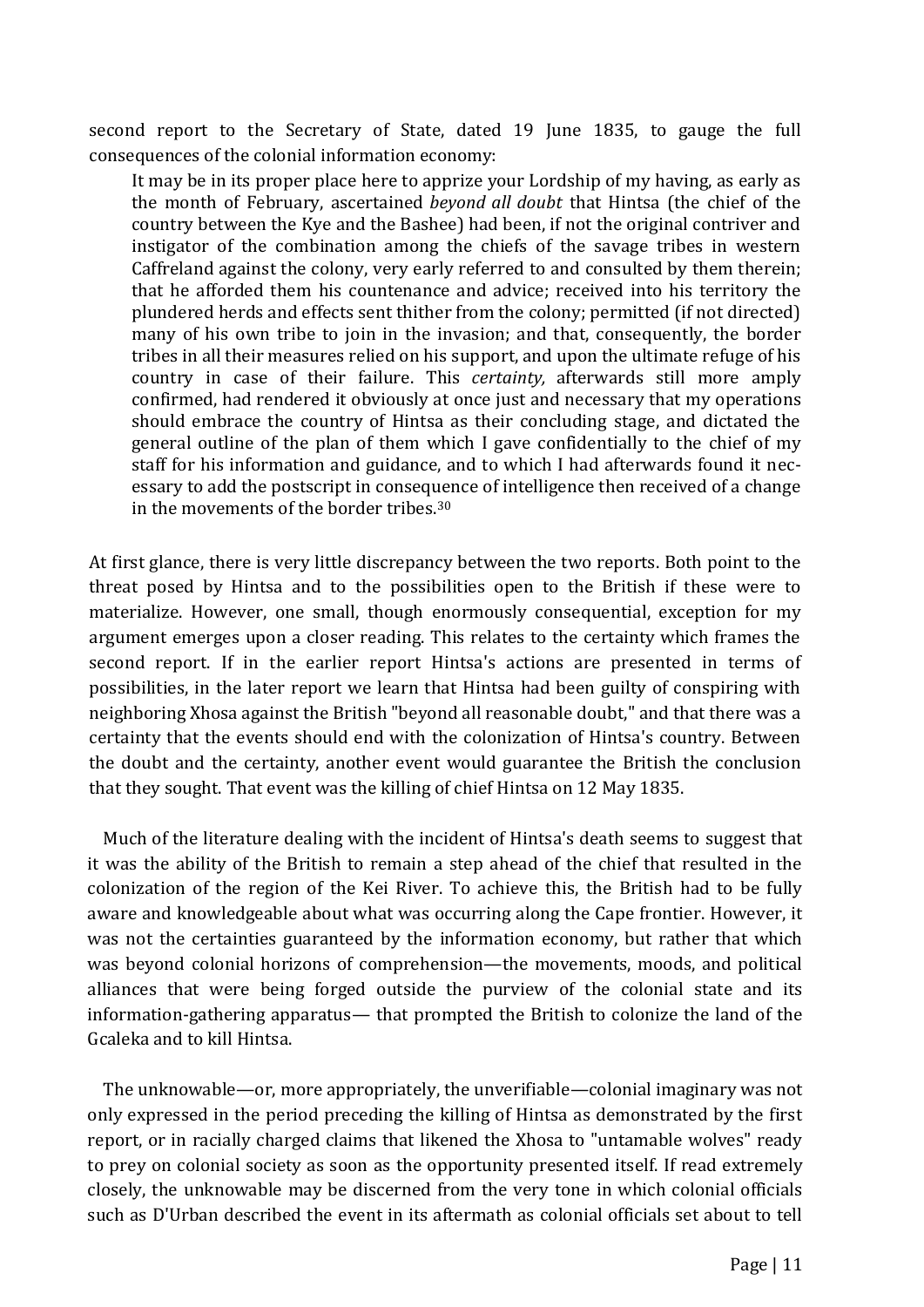second report to the Secretary of State, dated 19 June 1835, to gauge the full consequences of the colonial information economy:

> It may be in its proper place here to apprize your Lordship of my having, as early as the month of February, ascertained *beyond all doubt* that Hintsa (the chief of the country between the Kye and the Bashee) had been, if not the original contriver and instigator of the combination among the chiefs of the savage tribes in western Caffreland against the colony, very early referred to and consulted by them therein; that he afforded them his countenance and advice; received into his territory the plundered herds and effects sent thither from the colony; permitted (if not directed) many of his own tribe to join in the invasion; and that, consequently, the border tribes in all their measures relied on his support, and upon the ultimate refuge of his country in case of their failure. This *certainty,* afterwards still more amply confirmed, had rendered it obviously at once just and necessary that my operations should embrace the country of Hintsa as their concluding stage, and dictated the general outline of the plan of them which I gave confidentially to the chief of my staff for his information and guidance, and to which I had afterwards found it necessary to add the postscript in consequence of intelligence then received of a change in the movements of the border tribes.[30]

At first glance, there is very little discrepancy between the two reports. Both point to the threat posed by Hintsa and to the possibilities open to the British if these were to materialize. However, one small, though enormously consequential, exception for my argument emerges upon a closer reading. This relates to the certainty which frames the second report. If in the earlier report Hintsa's actions are presented in terms of possibilities, in the later report we learn that Hintsa had been guilty of conspiring with neighboring Xhosa against the British "beyond all reasonable doubt," and that there was a certainty that the events should end with the colonization of Hintsa's country. Between the doubt and the certainty, another event would guarantee the British the conclusion that they sought. That event was the killing of chief Hintsa on 12 May 1835.

Much of the literature dealing with the incident of Hintsa's death seems to suggest that it was the ability of the British to remain a step ahead of the chief that resulted in the colonization of the region of the Kei River. To achieve this, the British had to be fully aware and knowledgeable about what was occurring along the Cape frontier. However, it was not the certainties guaranteed by the information economy, but rather that which was beyond colonial horizons of comprehension—the movements, moods, and political alliances that were being forged outside the purview of the colonial state and its information-gathering apparatus— that prompted the British to colonize the land of the Gcaleka and to kill Hintsa.

The unknowable—or, more appropriately, the unverifiable—colonial imaginary was not only expressed in the period preceding the killing of Hintsa as demonstrated by the first report, or in racially charged claims that likened the Xhosa to "untamable wolves" ready to prey on colonial society as soon as the opportunity presented itself. If read extremely closely, the unknowable may be discerned from the very tone in which colonial officials such as D'Urban described the event in its aftermath as colonial officials set about to tell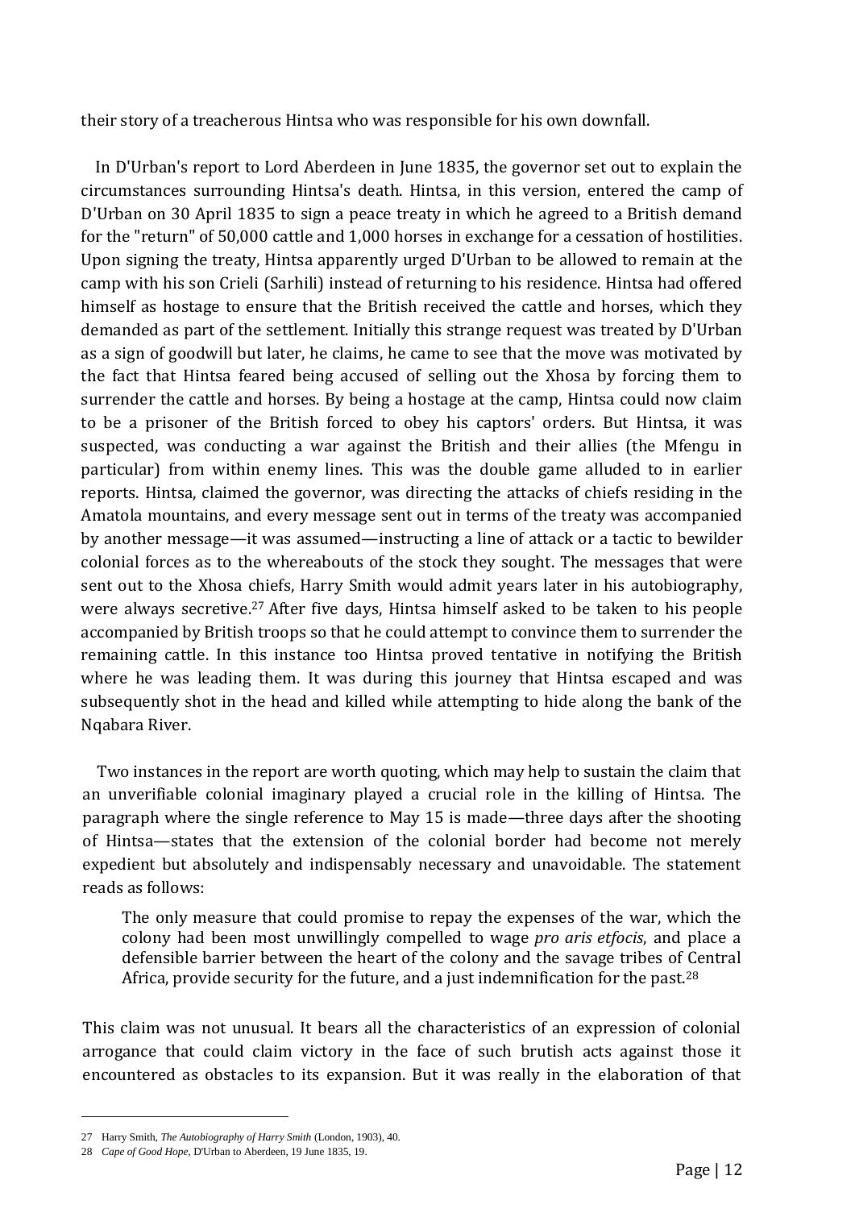their story of a treacherous Hintsa who was responsible for his own downfall.

In D'Urban's report to Lord Aberdeen in June 1835, the governor set out to explain the circumstances surrounding Hintsa's death. Hintsa, in this version, entered the camp of D'Urban on 30 April 1835 to sign a peace treaty in which he agreed to a British demand for the "return" of 50,000 cattle and 1,000 horses in exchange for a cessation of hostilities. Upon signing the treaty, Hintsa apparently urged D'Urban to be allowed to remain at the camp with his son Crieli (Sarhili) instead of returning to his residence. Hintsa had offered himself as hostage to ensure that the British received the cattle and horses, which they demanded as part of the settlement. Initially this strange request was treated by D'Urban as a sign of goodwill but later, he claims, he came to see that the move was motivated by the fact that Hintsa feared being accused of selling out the Xhosa by forcing them to surrender the cattle and horses. By being a hostage at the camp, Hintsa could now claim to be a prisoner of the British forced to obey his captors' orders. But Hintsa, it was suspected, was conducting a war against the British and their allies (the Mfengu in particular) from within enemy lines. This was the double game alluded to in earlier reports. Hintsa, claimed the governor, was directing the attacks of chiefs residing in the Amatola mountains, and every message sent out in terms of the treaty was accompanied by another message—it was assumed—instructing a line of attack or a tactic to bewilder colonial forces as to the whereabouts of the stock they sought. The messages that were sent out to the Xhosa chiefs, Harry Smith would admit years later in his autobiography, were always secretive.[27] After five days, Hintsa himself asked to be taken to his people accompanied by British troops so that he could attempt to convince them to surrender the remaining cattle. In this instance too Hintsa proved tentative in notifying the British where he was leading them. It was during this journey that Hintsa escaped and was subsequently shot in the head and killed while attempting to hide along the bank of the Nqabara River.

Two instances in the report are worth quoting, which may help to sustain the claim that an unverifiable colonial imaginary played a crucial role in the killing of Hintsa. The paragraph where the single reference to May 15 is made—three days after the shooting of Hintsa—states that the extension of the colonial border had become not merely expedient but absolutely and indispensably necessary and unavoidable. The statement reads as follows:

> The only measure that could promise to repay the expenses of the war, which the colony had been most unwillingly compelled to wage *pro aris etfocis*, and place a defensible barrier between the heart of the colony and the savage tribes of Central Africa, provide security for the future, and a just indemnification for the past.[28]

This claim was not unusual. It bears all the characteristics of an expression of colonial arrogance that could claim victory in the face of such brutish acts against those it encountered as obstacles to its expansion. But it was really in the elaboration of that

---

27 Harry Smith, *The Autobiography of Harry Smith* (London, 1903), 40.

28 *Cape of Good Hope*, D'Urban to Aberdeen, 19 June 1835, 19.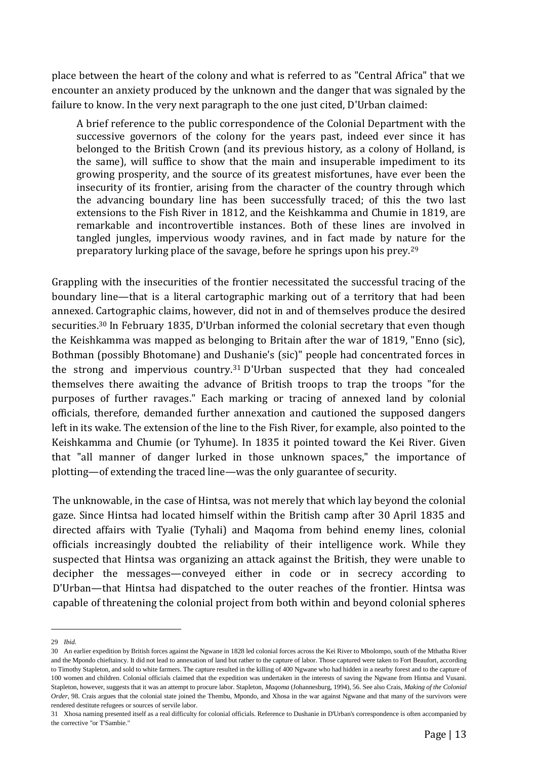place between the heart of the colony and what is referred to as "Central Africa" that we encounter an anxiety produced by the unknown and the danger that was signaled by the failure to know. In the very next paragraph to the one just cited, D'Urban claimed:

> A brief reference to the public correspondence of the Colonial Department with the successive governors of the colony for the years past, indeed ever since it has belonged to the British Crown (and its previous history, as a colony of Holland, is the same), will suffice to show that the main and insuperable impediment to its growing prosperity, and the source of its greatest misfortunes, have ever been the insecurity of its frontier, arising from the character of the country through which the advancing boundary line has been successfully traced; of this the two last extensions to the Fish River in 1812, and the Keishkamma and Chumie in 1819, are remarkable and incontrovertible instances. Both of these lines are involved in tangled jungles, impervious woody ravines, and in fact made by nature for the preparatory lurking place of the savage, before he springs upon his prey.[29]

Grappling with the insecurities of the frontier necessitated the successful tracing of the boundary line—that is a literal cartographic marking out of a territory that had been annexed. Cartographic claims, however, did not in and of themselves produce the desired securities.[30] In February 1835, D'Urban informed the colonial secretary that even though the Keishkamma was mapped as belonging to Britain after the war of 1819, "Enno (sic), Bothman (possibly Bhotomane) and Dushanie's (sic)" people had concentrated forces in the strong and impervious country.[31] D'Urban suspected that they had concealed themselves there awaiting the advance of British troops to trap the troops "for the purposes of further ravages." Each marking or tracing of annexed land by colonial officials, therefore, demanded further annexation and cautioned the supposed dangers left in its wake. The extension of the line to the Fish River, for example, also pointed to the Keishkamma and Chumie (or Tyhume). In 1835 it pointed toward the Kei River. Given that "all manner of danger lurked in those unknown spaces," the importance of plotting—of extending the traced line—was the only guarantee of security.

The unknowable, in the case of Hintsa, was not merely that which lay beyond the colonial gaze. Since Hintsa had located himself within the British camp after 30 April 1835 and directed affairs with Tyalie (Tyhali) and Maqoma from behind enemy lines, colonial officials increasingly doubted the reliability of their intelligence work. While they suspected that Hintsa was organizing an attack against the British, they were unable to decipher the messages—conveyed either in code or in secrecy according to D'Urban—that Hintsa had dispatched to the outer reaches of the frontier. Hintsa was capable of threatening the colonial project from both within and beyond colonial spheres

---

29 *Ibid.*

30 An earlier expedition by British forces against the Ngwane in 1828 led colonial forces across the Kei River to Mbolompo, south of the Mthatha River and the Mpondo chieftaincy. It did not lead to annexation of land but rather to the capture of labor. Those captured were taken to Fort Beaufort, according to Timothy Stapleton, and sold to white farmers. The capture resulted in the killing of 400 Ngwane who had hidden in a nearby forest and to the capture of 100 women and children. Colonial officials claimed that the expedition was undertaken in the interests of saving the Ngwane from Hintsa and Vusani. Stapleton, however, suggests that it was an attempt to procure labor. Stapleton, *Maqoma* (Johannesburg, 1994), 56. See also Crais, *Making of the Colonial Order*, 98. Crais argues that the colonial state joined the Thembu, Mpondo, and Xhosa in the war against Ngwane and that many of the survivors were rendered destitute refugees or sources of servile labor.

31 Xhosa naming presented itself as a real difficulty for colonial officials. Reference to Dushanie in D'Urban's correspondence is often accompanied by the corrective "or T'Sambie."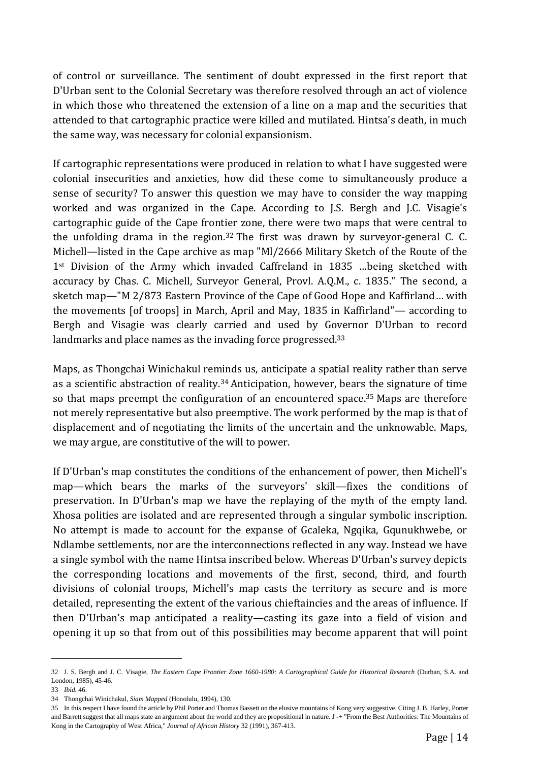of control or surveillance. The sentiment of doubt expressed in the first report that D'Urban sent to the Colonial Secretary was therefore resolved through an act of violence in which those who threatened the extension of a line on a map and the securities that attended to that cartographic practice were killed and mutilated. Hintsa's death, in much the same way, was necessary for colonial expansionism.

If cartographic representations were produced in relation to what I have suggested were colonial insecurities and anxieties, how did these come to simultaneously produce a sense of security? To answer this question we may have to consider the way mapping worked and was organized in the Cape. According to J.S. Bergh and J.C. Visagie's cartographic guide of the Cape frontier zone, there were two maps that were central to the unfolding drama in the region.[32] The first was drawn by surveyor-general C. C. Michell—listed in the Cape archive as map "Ml/2666 Military Sketch of the Route of the 1st Division of the Army which invaded Caffreland in 1835 ...being sketched with accuracy by Chas. C. Michell, Surveyor General, Provl. A.Q.M., c. 1835." The second, a sketch map—"M 2/873 Eastern Province of the Cape of Good Hope and Kaffirland... with the movements [of troops] in March, April and May, 1835 in Kaffirland"— according to Bergh and Visagie was clearly carried and used by Governor D'Urban to record landmarks and place names as the invading force progressed.[33]

Maps, as Thongchai Winichakul reminds us, anticipate a spatial reality rather than serve as a scientific abstraction of reality.[34] Anticipation, however, bears the signature of time so that maps preempt the configuration of an encountered space.[35] Maps are therefore not merely representative but also preemptive. The work performed by the map is that of displacement and of negotiating the limits of the uncertain and the unknowable. Maps, we may argue, are constitutive of the will to power.

If D'Urban's map constitutes the conditions of the enhancement of power, then Michell's map—which bears the marks of the surveyors' skill—fixes the conditions of preservation. In D'Urban's map we have the replaying of the myth of the empty land. Xhosa polities are isolated and are represented through a singular symbolic inscription. No attempt is made to account for the expanse of Gcaleka, Ngqika, Gqunukhwebe, or Ndlambe settlements, nor are the interconnections reflected in any way. Instead we have a single symbol with the name Hintsa inscribed below. Whereas D'Urban's survey depicts the corresponding locations and movements of the first, second, third, and fourth divisions of colonial troops, Michell's map casts the territory as secure and is more detailed, representing the extent of the various chieftaincies and the areas of influence. If then D'Urban's map anticipated a reality—casting its gaze into a field of vision and opening it up so that from out of this possibilities may become apparent that will point

---

32 J. S. Bergh and J. C. Visagie, *The Eastern Cape Frontier Zone 1660-1980: A Cartographical Guide for Historical Research* (Durban, S.A. and London, 1985), 45-46.

33 *Ibid.* 46.

34 Thongchai Winichakul, *Siam Mapped* (Honolulu, 1994), 130.

35 In this respect I have found the article by Phil Porter and Thomas Bassett on the elusive mountains of Kong very suggestive. Citing J. B. Harley, Porter and Barrett suggest that all maps state an argument about the world and they are propositional in nature. J -+ "From the Best Authorities: The Mountains of Kong in the Cartography of West Africa," *Journal of African History* 32 (1991), 367-413.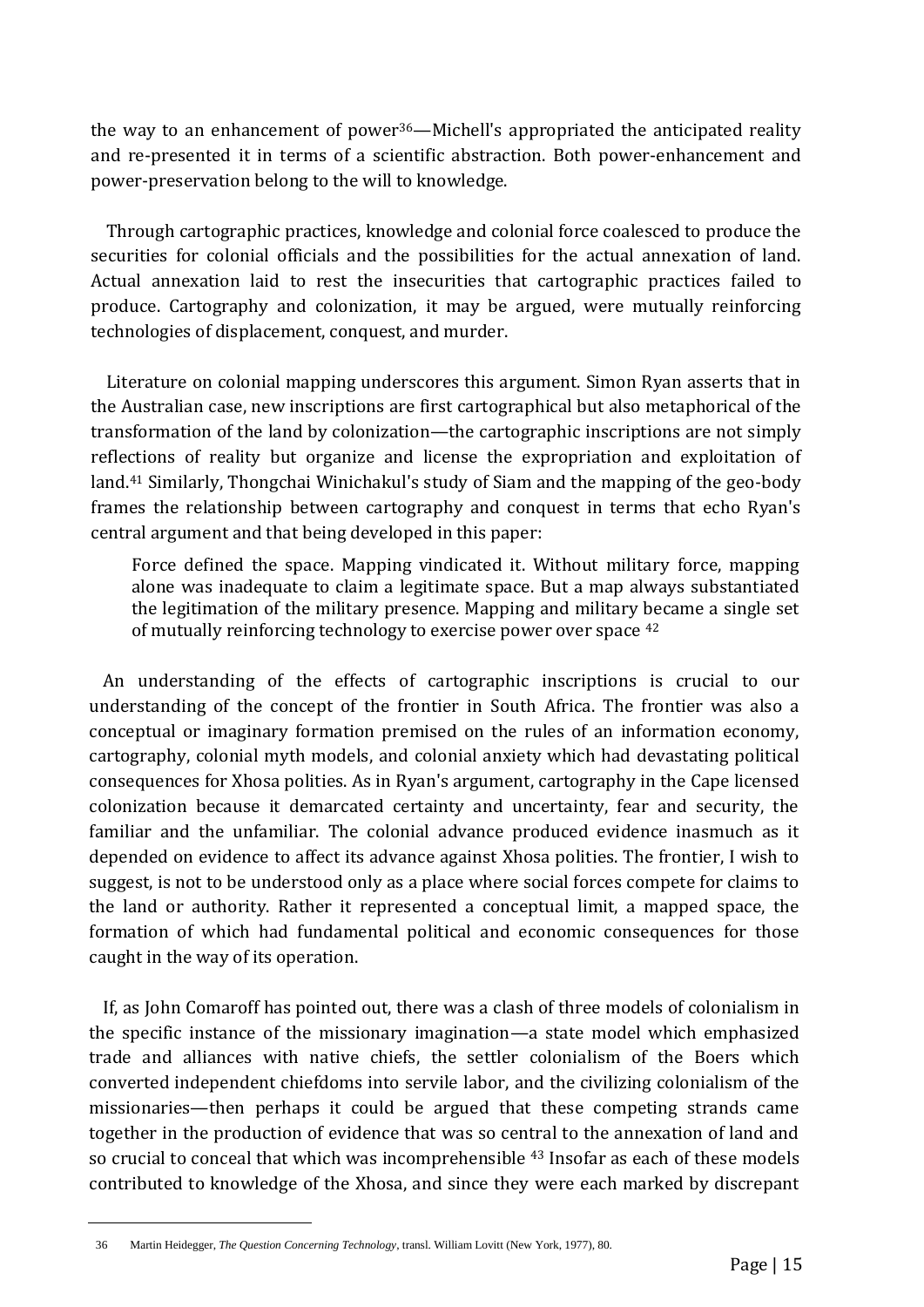the way to an enhancement of power[36]—Michell's appropriated the anticipated reality and re-presented it in terms of a scientific abstraction. Both power-enhancement and power-preservation belong to the will to knowledge.

Through cartographic practices, knowledge and colonial force coalesced to produce the securities for colonial officials and the possibilities for the actual annexation of land. Actual annexation laid to rest the insecurities that cartographic practices failed to produce. Cartography and colonization, it may be argued, were mutually reinforcing technologies of displacement, conquest, and murder.

Literature on colonial mapping underscores this argument. Simon Ryan asserts that in the Australian case, new inscriptions are first cartographical but also metaphorical of the transformation of the land by colonization—the cartographic inscriptions are not simply reflections of reality but organize and license the expropriation and exploitation of land.[41] Similarly, Thongchai Winichakul's study of Siam and the mapping of the geo-body frames the relationship between cartography and conquest in terms that echo Ryan's central argument and that being developed in this paper:

> Force defined the space. Mapping vindicated it. Without military force, mapping alone was inadequate to claim a legitimate space. But a map always substantiated the legitimation of the military presence. Mapping and military became a single set of mutually reinforcing technology to exercise power over space [42]

An understanding of the effects of cartographic inscriptions is crucial to our understanding of the concept of the frontier in South Africa. The frontier was also a conceptual or imaginary formation premised on the rules of an information economy, cartography, colonial myth models, and colonial anxiety which had devastating political consequences for Xhosa polities. As in Ryan's argument, cartography in the Cape licensed colonization because it demarcated certainty and uncertainty, fear and security, the familiar and the unfamiliar. The colonial advance produced evidence inasmuch as it depended on evidence to affect its advance against Xhosa polities. The frontier, I wish to suggest, is not to be understood only as a place where social forces compete for claims to the land or authority. Rather it represented a conceptual limit, a mapped space, the formation of which had fundamental political and economic consequences for those caught in the way of its operation.

If, as John Comaroff has pointed out, there was a clash of three models of colonialism in the specific instance of the missionary imagination—a state model which emphasized trade and alliances with native chiefs, the settler colonialism of the Boers which converted independent chiefdoms into servile labor, and the civilizing colonialism of the missionaries—then perhaps it could be argued that these competing strands came together in the production of evidence that was so central to the annexation of land and so crucial to conceal that which was incomprehensible [43] Insofar as each of these models contributed to knowledge of the Xhosa, and since they were each marked by discrepant

---

36 Martin Heidegger, *The Question Concerning Technology*, transl. William Lovitt (New York, 1977), 80.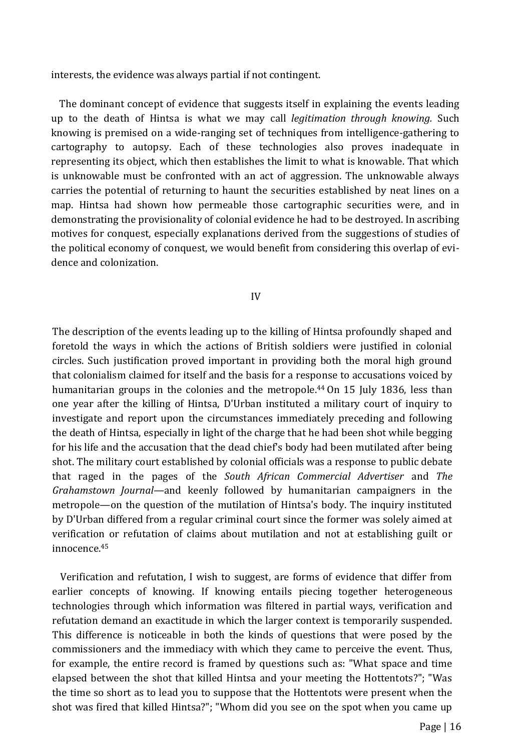interests, the evidence was always partial if not contingent.

The dominant concept of evidence that suggests itself in explaining the events leading up to the death of Hintsa is what we may call *legitimation through knowing.* Such knowing is premised on a wide-ranging set of techniques from intelligence-gathering to cartography to autopsy. Each of these technologies also proves inadequate in representing its object, which then establishes the limit to what is knowable. That which is unknowable must be confronted with an act of aggression. The unknowable always carries the potential of returning to haunt the securities established by neat lines on a map. Hintsa had shown how permeable those cartographic securities were, and in demonstrating the provisionality of colonial evidence he had to be destroyed. In ascribing motives for conquest, especially explanations derived from the suggestions of studies of the political economy of conquest, we would benefit from considering this overlap of evidence and colonization.

## IV

The description of the events leading up to the killing of Hintsa profoundly shaped and foretold the ways in which the actions of British soldiers were justified in colonial circles. Such justification proved important in providing both the moral high ground that colonialism claimed for itself and the basis for a response to accusations voiced by humanitarian groups in the colonies and the metropole.[44] On 15 July 1836, less than one year after the killing of Hintsa, D'Urban instituted a military court of inquiry to investigate and report upon the circumstances immediately preceding and following the death of Hintsa, especially in light of the charge that he had been shot while begging for his life and the accusation that the dead chief's body had been mutilated after being shot. The military court established by colonial officials was a response to public debate that raged in the pages of the *South African Commercial Advertiser* and *The Grahamstown Journal*—and keenly followed by humanitarian campaigners in the metropole—on the question of the mutilation of Hintsa's body. The inquiry instituted by D'Urban differed from a regular criminal court since the former was solely aimed at verification or refutation of claims about mutilation and not at establishing guilt or innocence.[45]

Verification and refutation, I wish to suggest, are forms of evidence that differ from earlier concepts of knowing. If knowing entails piecing together heterogeneous technologies through which information was filtered in partial ways, verification and refutation demand an exactitude in which the larger context is temporarily suspended. This difference is noticeable in both the kinds of questions that were posed by the commissioners and the immediacy with which they came to perceive the event. Thus, for example, the entire record is framed by questions such as: "What space and time elapsed between the shot that killed Hintsa and your meeting the Hottentots?"; "Was the time so short as to lead you to suppose that the Hottentots were present when the shot was fired that killed Hintsa?"; "Whom did you see on the spot when you came up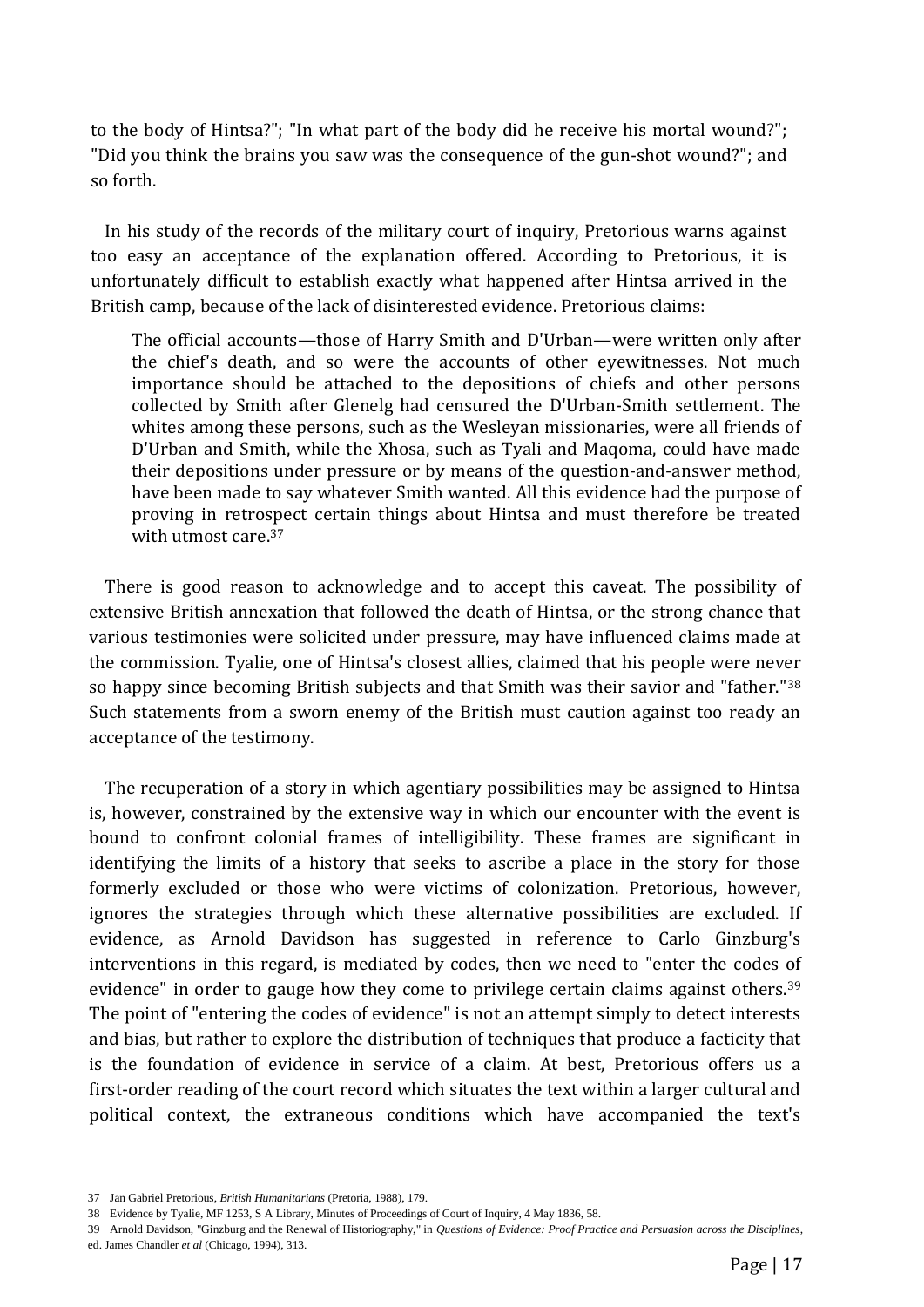to the body of Hintsa?"; "In what part of the body did he receive his mortal wound?"; "Did you think the brains you saw was the consequence of the gun-shot wound?"; and so forth.

In his study of the records of the military court of inquiry, Pretorious warns against too easy an acceptance of the explanation offered. According to Pretorious, it is unfortunately difficult to establish exactly what happened after Hintsa arrived in the British camp, because of the lack of disinterested evidence. Pretorious claims:

> The official accounts—those of Harry Smith and D'Urban—were written only after the chief's death, and so were the accounts of other eyewitnesses. Not much importance should be attached to the depositions of chiefs and other persons collected by Smith after Glenelg had censured the D'Urban-Smith settlement. The whites among these persons, such as the Wesleyan missionaries, were all friends of D'Urban and Smith, while the Xhosa, such as Tyali and Maqoma, could have made their depositions under pressure or by means of the question-and-answer method, have been made to say whatever Smith wanted. All this evidence had the purpose of proving in retrospect certain things about Hintsa and must therefore be treated with utmost care.[37]

There is good reason to acknowledge and to accept this caveat. The possibility of extensive British annexation that followed the death of Hintsa, or the strong chance that various testimonies were solicited under pressure, may have influenced claims made at the commission. Tyalie, one of Hintsa's closest allies, claimed that his people were never so happy since becoming British subjects and that Smith was their savior and "father."[38] Such statements from a sworn enemy of the British must caution against too ready an acceptance of the testimony.

The recuperation of a story in which agentiary possibilities may be assigned to Hintsa is, however, constrained by the extensive way in which our encounter with the event is bound to confront colonial frames of intelligibility. These frames are significant in identifying the limits of a history that seeks to ascribe a place in the story for those formerly excluded or those who were victims of colonization. Pretorious, however, ignores the strategies through which these alternative possibilities are excluded. If evidence, as Arnold Davidson has suggested in reference to Carlo Ginzburg's interventions in this regard, is mediated by codes, then we need to "enter the codes of evidence" in order to gauge how they come to privilege certain claims against others.[39] The point of "entering the codes of evidence" is not an attempt simply to detect interests and bias, but rather to explore the distribution of techniques that produce a facticity that is the foundation of evidence in service of a claim. At best, Pretorious offers us a first-order reading of the court record which situates the text within a larger cultural and political context, the extraneous conditions which have accompanied the text's

---

37 Jan Gabriel Pretorious, *British Humanitarians* (Pretoria, 1988), 179.

38 Evidence by Tyalie, MF 1253, S A Library, Minutes of Proceedings of Court of Inquiry, 4 May 1836, 58.

39 Arnold Davidson, "Ginzburg and the Renewal of Historiography," in *Questions of Evidence: Proof Practice and Persuasion across the Disciplines*, ed. James Chandler *et al* (Chicago, 1994), 313.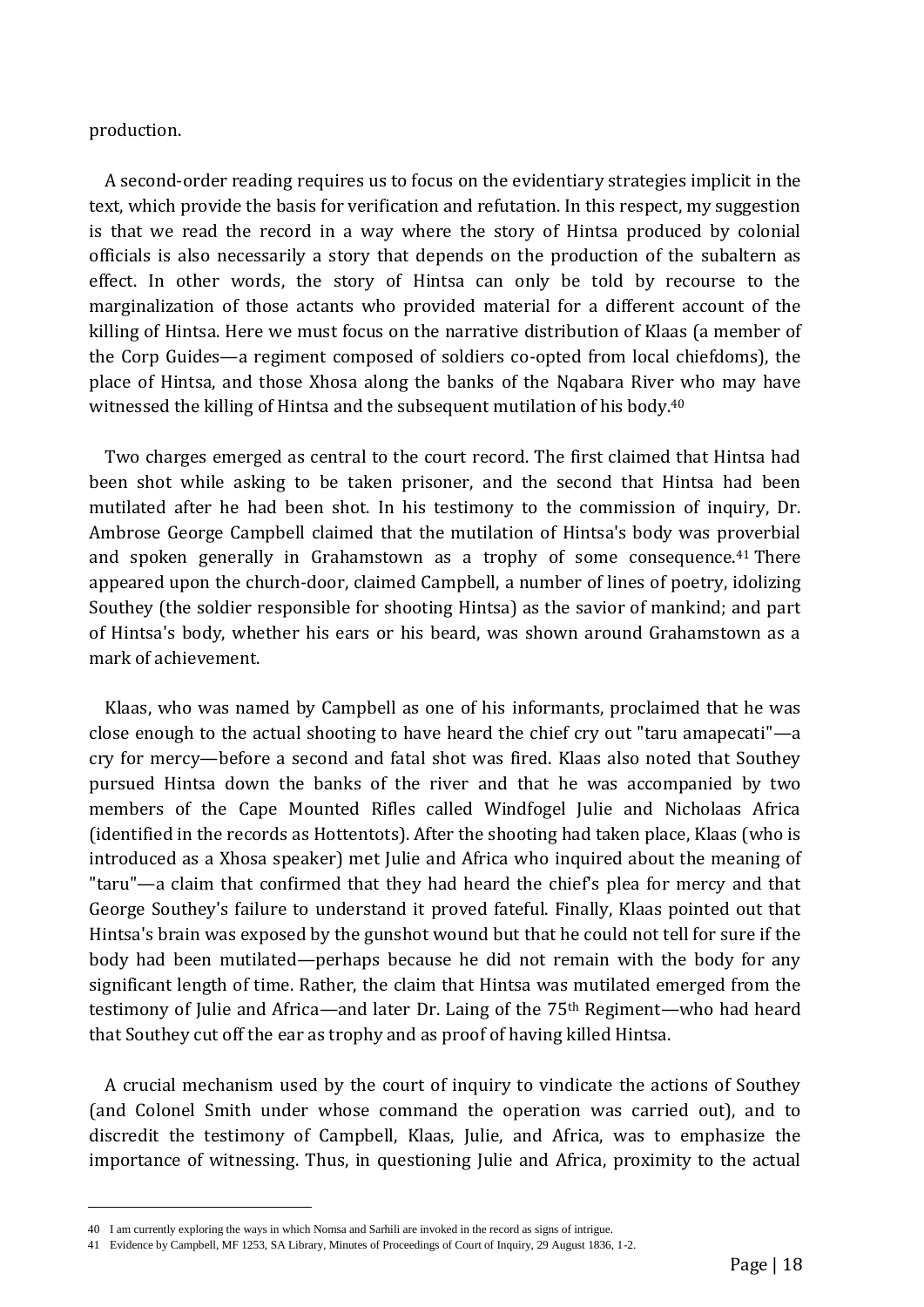production.

A second-order reading requires us to focus on the evidentiary strategies implicit in the text, which provide the basis for verification and refutation. In this respect, my suggestion is that we read the record in a way where the story of Hintsa produced by colonial officials is also necessarily a story that depends on the production of the subaltern as effect. In other words, the story of Hintsa can only be told by recourse to the marginalization of those actants who provided material for a different account of the killing of Hintsa. Here we must focus on the narrative distribution of Klaas (a member of the Corp Guides—a regiment composed of soldiers co-opted from local chiefdoms), the place of Hintsa, and those Xhosa along the banks of the Nqabara River who may have witnessed the killing of Hintsa and the subsequent mutilation of his body.[40]

Two charges emerged as central to the court record. The first claimed that Hintsa had been shot while asking to be taken prisoner, and the second that Hintsa had been mutilated after he had been shot. In his testimony to the commission of inquiry, Dr. Ambrose George Campbell claimed that the mutilation of Hintsa's body was proverbial and spoken generally in Grahamstown as a trophy of some consequence.[41] There appeared upon the church-door, claimed Campbell, a number of lines of poetry, idolizing Southey (the soldier responsible for shooting Hintsa) as the savior of mankind; and part of Hintsa's body, whether his ears or his beard, was shown around Grahamstown as a mark of achievement.

Klaas, who was named by Campbell as one of his informants, proclaimed that he was close enough to the actual shooting to have heard the chief cry out "taru amapecati"—a cry for mercy—before a second and fatal shot was fired. Klaas also noted that Southey pursued Hintsa down the banks of the river and that he was accompanied by two members of the Cape Mounted Rifles called Windfogel Julie and Nicholaas Africa (identified in the records as Hottentots). After the shooting had taken place, Klaas (who is introduced as a Xhosa speaker) met Julie and Africa who inquired about the meaning of "taru"—a claim that confirmed that they had heard the chief's plea for mercy and that George Southey's failure to understand it proved fateful. Finally, Klaas pointed out that Hintsa's brain was exposed by the gunshot wound but that he could not tell for sure if the body had been mutilated—perhaps because he did not remain with the body for any significant length of time. Rather, the claim that Hintsa was mutilated emerged from the testimony of Julie and Africa—and later Dr. Laing of the 75th Regiment—who had heard that Southey cut off the ear as trophy and as proof of having killed Hintsa.

A crucial mechanism used by the court of inquiry to vindicate the actions of Southey (and Colonel Smith under whose command the operation was carried out), and to discredit the testimony of Campbell, Klaas, Julie, and Africa, was to emphasize the importance of witnessing. Thus, in questioning Julie and Africa, proximity to the actual

---

40 I am currently exploring the ways in which Nomsa and Sarhili are invoked in the record as signs of intrigue.

41 Evidence by Campbell, MF 1253, SA Library, Minutes of Proceedings of Court of Inquiry, 29 August 1836, 1-2.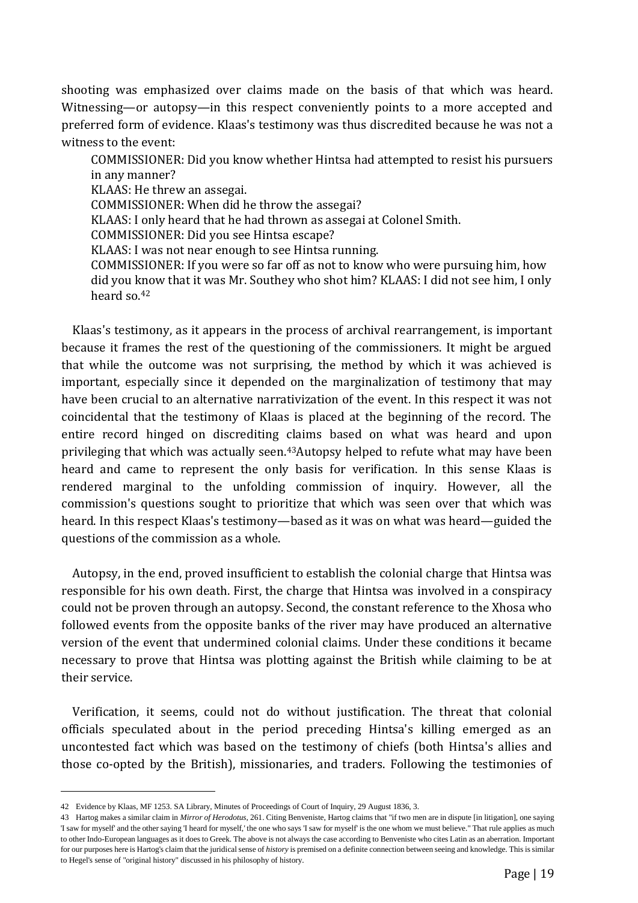shooting was emphasized over claims made on the basis of that which was heard. Witnessing—or autopsy—in this respect conveniently points to a more accepted and preferred form of evidence. Klaas's testimony was thus discredited because he was not a witness to the event:

> COMMISSIONER: Did you know whether Hintsa had attempted to resist his pursuers in any manner?
> KLAAS: He threw an assegai.
> COMMISSIONER: When did he throw the assegai?
> KLAAS: I only heard that he had thrown as assegai at Colonel Smith.
> COMMISSIONER: Did you see Hintsa escape?
> KLAAS: I was not near enough to see Hintsa running.
> COMMISSIONER: If you were so far off as not to know who were pursuing him, how did you know that it was Mr. Southey who shot him? KLAAS: I did not see him, I only heard so.[42]

Klaas's testimony, as it appears in the process of archival rearrangement, is important because it frames the rest of the questioning of the commissioners. It might be argued that while the outcome was not surprising, the method by which it was achieved is important, especially since it depended on the marginalization of testimony that may have been crucial to an alternative narrativization of the event. In this respect it was not coincidental that the testimony of Klaas is placed at the beginning of the record. The entire record hinged on discrediting claims based on what was heard and upon privileging that which was actually seen.[43]Autopsy helped to refute what may have been heard and came to represent the only basis for verification. In this sense Klaas is rendered marginal to the unfolding commission of inquiry. However, all the commission's questions sought to prioritize that which was seen over that which was heard. In this respect Klaas's testimony—based as it was on what was heard—guided the questions of the commission as a whole.

Autopsy, in the end, proved insufficient to establish the colonial charge that Hintsa was responsible for his own death. First, the charge that Hintsa was involved in a conspiracy could not be proven through an autopsy. Second, the constant reference to the Xhosa who followed events from the opposite banks of the river may have produced an alternative version of the event that undermined colonial claims. Under these conditions it became necessary to prove that Hintsa was plotting against the British while claiming to be at their service.

Verification, it seems, could not do without justification. The threat that colonial officials speculated about in the period preceding Hintsa's killing emerged as an uncontested fact which was based on the testimony of chiefs (both Hintsa's allies and those co-opted by the British), missionaries, and traders. Following the testimonies of

---

42 Evidence by Klaas, MF 1253. SA Library, Minutes of Proceedings of Court of Inquiry, 29 August 1836, 3.

43 Hartog makes a similar claim in *Mirror of Herodotus*, 261. Citing Benveniste, Hartog claims that "if two men are in dispute [in litigation], one saying 'I saw for myself' and the other saying 'I heard for myself,' the one who says 'I saw for myself' is the one whom we must believe." That rule applies as much to other Indo-European languages as it does to Greek. The above is not always the case according to Benveniste who cites Latin as an aberration. Important for our purposes here is Hartog's claim that the juridical sense of *history* is premised on a definite connection between seeing and knowledge. This is similar to Hegel's sense of "original history" discussed in his philosophy of history.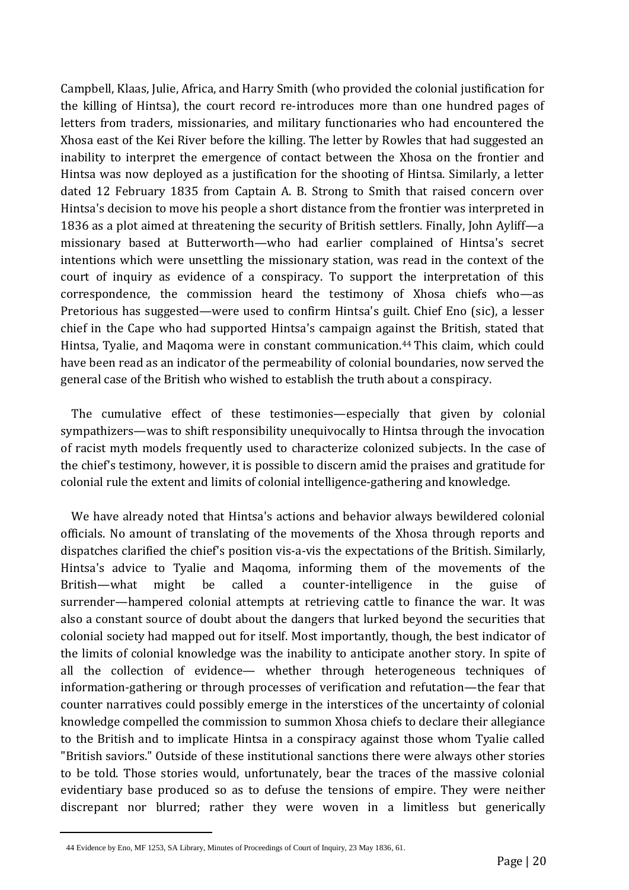Campbell, Klaas, Julie, Africa, and Harry Smith (who provided the colonial justification for the killing of Hintsa), the court record re-introduces more than one hundred pages of letters from traders, missionaries, and military functionaries who had encountered the Xhosa east of the Kei River before the killing. The letter by Rowles that had suggested an inability to interpret the emergence of contact between the Xhosa on the frontier and Hintsa was now deployed as a justification for the shooting of Hintsa. Similarly, a letter dated 12 February 1835 from Captain A. B. Strong to Smith that raised concern over Hintsa's decision to move his people a short distance from the frontier was interpreted in 1836 as a plot aimed at threatening the security of British settlers. Finally, John Ayliff—a missionary based at Butterworth—who had earlier complained of Hintsa's secret intentions which were unsettling the missionary station, was read in the context of the court of inquiry as evidence of a conspiracy. To support the interpretation of this correspondence, the commission heard the testimony of Xhosa chiefs who—as Pretorious has suggested—were used to confirm Hintsa's guilt. Chief Eno (sic), a lesser chief in the Cape who had supported Hintsa's campaign against the British, stated that Hintsa, Tyalie, and Maqoma were in constant communication.[44] This claim, which could have been read as an indicator of the permeability of colonial boundaries, now served the general case of the British who wished to establish the truth about a conspiracy.

The cumulative effect of these testimonies—especially that given by colonial sympathizers—was to shift responsibility unequivocally to Hintsa through the invocation of racist myth models frequently used to characterize colonized subjects. In the case of the chief's testimony, however, it is possible to discern amid the praises and gratitude for colonial rule the extent and limits of colonial intelligence-gathering and knowledge.

We have already noted that Hintsa's actions and behavior always bewildered colonial officials. No amount of translating of the movements of the Xhosa through reports and dispatches clarified the chief's position vis-a-vis the expectations of the British. Similarly, Hintsa's advice to Tyalie and Maqoma, informing them of the movements of the British—what might be called a counter-intelligence in the guise of surrender—hampered colonial attempts at retrieving cattle to finance the war. It was also a constant source of doubt about the dangers that lurked beyond the securities that colonial society had mapped out for itself. Most importantly, though, the best indicator of the limits of colonial knowledge was the inability to anticipate another story. In spite of all the collection of evidence— whether through heterogeneous techniques of information-gathering or through processes of verification and refutation—the fear that counter narratives could possibly emerge in the interstices of the uncertainty of colonial knowledge compelled the commission to summon Xhosa chiefs to declare their allegiance to the British and to implicate Hintsa in a conspiracy against those whom Tyalie called "British saviors." Outside of these institutional sanctions there were always other stories to be told. Those stories would, unfortunately, bear the traces of the massive colonial evidentiary base produced so as to defuse the tensions of empire. They were neither discrepant nor blurred; rather they were woven in a limitless but generically

44 Evidence by Eno, MF 1253, SA Library, Minutes of Proceedings of Court of Inquiry, 23 May 1836, 61.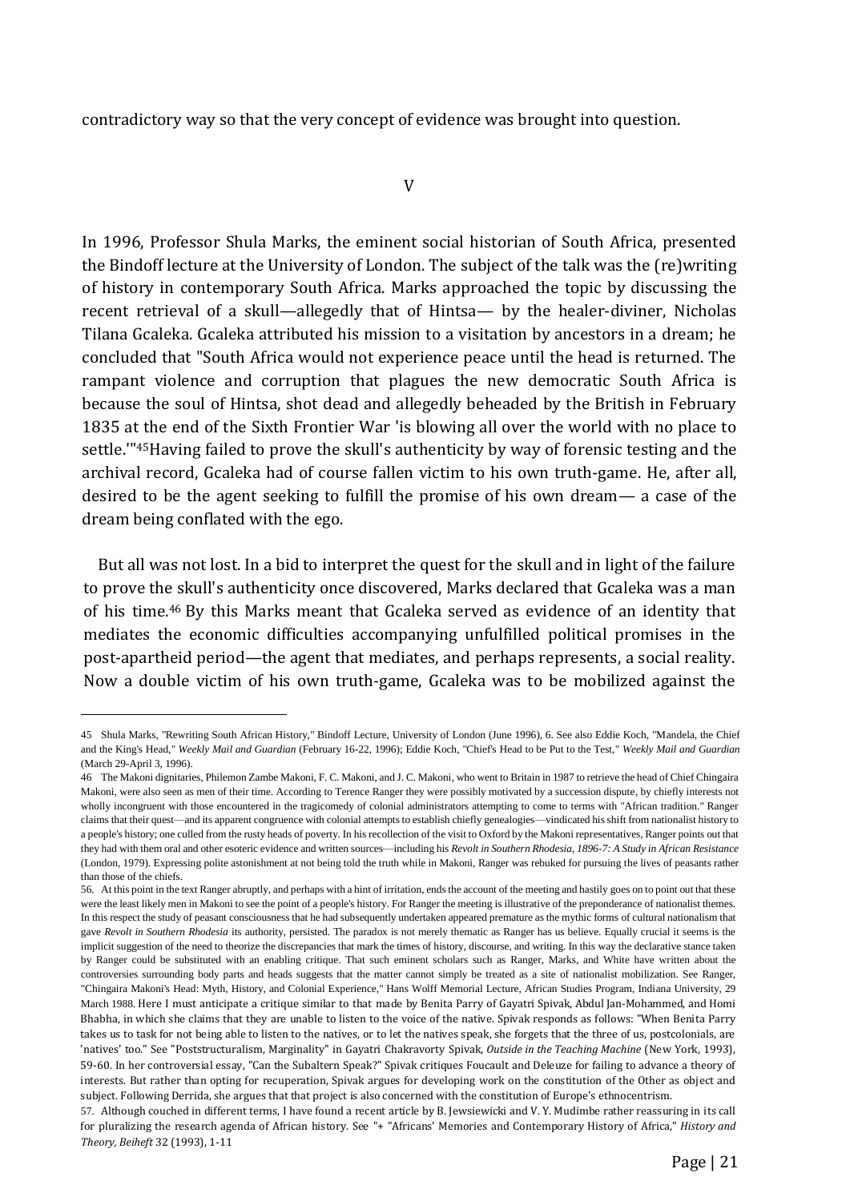contradictory way so that the very concept of evidence was brought into question.

V

In 1996, Professor Shula Marks, the eminent social historian of South Africa, presented the Bindoff lecture at the University of London. The subject of the talk was the (re)writing of history in contemporary South Africa. Marks approached the topic by discussing the recent retrieval of a skull—allegedly that of Hintsa— by the healer-diviner, Nicholas Tilana Gcaleka. Gcaleka attributed his mission to a visitation by ancestors in a dream; he concluded that "South Africa would not experience peace until the head is returned. The rampant violence and corruption that plagues the new democratic South Africa is because the soul of Hintsa, shot dead and allegedly beheaded by the British in February 1835 at the end of the Sixth Frontier War 'is blowing all over the world with no place to settle.'"[45] Having failed to prove the skull's authenticity by way of forensic testing and the archival record, Gcaleka had of course fallen victim to his own truth-game. He, after all, desired to be the agent seeking to fulfill the promise of his own dream— a case of the dream being conflated with the ego.

But all was not lost. In a bid to interpret the quest for the skull and in light of the failure to prove the skull's authenticity once discovered, Marks declared that Gcaleka was a man of his time.[46] By this Marks meant that Gcaleka served as evidence of an identity that mediates the economic difficulties accompanying unfulfilled political promises in the post-apartheid period—the agent that mediates, and perhaps represents, a social reality. Now a double victim of his own truth-game, Gcaleka was to be mobilized against the

---

45 Shula Marks, "Rewriting South African History," Bindoff Lecture, University of London (June 1996), 6. See also Eddie Koch, "Mandela, the Chief and the King's Head," *Weekly Mail and Guardian* (February 16-22, 1996); Eddie Koch, "Chief's Head to be Put to the Test," *Weekly Mail and Guardian* (March 29-April 3, 1996).

46 The Makoni dignitaries, Philemon Zambe Makoni, F. C. Makoni, and J. C. Makoni, who went to Britain in 1987 to retrieve the head of Chief Chingaira Makoni, were also seen as men of their time. According to Terence Ranger they were possibly motivated by a succession dispute, by chiefly interests not wholly incongruent with those encountered in the tragicomedy of colonial administrators attempting to come to terms with "African tradition." Ranger claims that their quest—and its apparent congruence with colonial attempts to establish chiefly genealogies—vindicated his shift from nationalist history to a people's history; one culled from the rusty heads of poverty. In his recollection of the visit to Oxford by the Makoni representatives, Ranger points out that they had with them oral and other esoteric evidence and written sources—including his *Revolt in Southern Rhodesia, 1896-7: A Study in African Resistance* (London, 1979). Expressing polite astonishment at not being told the truth while in Makoni, Ranger was rebuked for pursuing the lives of peasants rather than those of the chiefs.

56. At this point in the text Ranger abruptly, and perhaps with a hint of irritation, ends the account of the meeting and hastily goes on to point out that these were the least likely men in Makoni to see the point of a people's history. For Ranger the meeting is illustrative of the preponderance of nationalist themes. In this respect the study of peasant consciousness that he had subsequently undertaken appeared premature as the mythic forms of cultural nationalism that gave *Revolt in Southern Rhodesia* its authority, persisted. The paradox is not merely thematic as Ranger has us believe. Equally crucial it seems is the implicit suggestion of the need to theorize the discrepancies that mark the times of history, discourse, and writing. In this way the declarative stance taken by Ranger could be substituted with an enabling critique. That such eminent scholars such as Ranger, Marks, and White have written about the controversies surrounding body parts and heads suggests that the matter cannot simply be treated as a site of nationalist mobilization. See Ranger, "Chingaira Makoni's Head: Myth, History, and Colonial Experience," Hans Wolff Memorial Lecture, African Studies Program, Indiana University, 29 March 1988. Here I must anticipate a critique similar to that made by Benita Parry of Gayatri Spivak, Abdul Jan-Mohammed, and Homi Bhabha, in which she claims that they are unable to listen to the voice of the native. Spivak responds as follows: "When Benita Parry takes us to task for not being able to listen to the natives, or to let the natives speak, she forgets that the three of us, postcolonials, are 'natives' too." See "Poststructuralism, Marginality" in Gayatri Chakravorty Spivak, *Outside in the Teaching Machine* (New York, 1993), 59-60. In her controversial essay, "Can the Subaltern Speak?" Spivak critiques Foucault and Deleuze for failing to advance a theory of interests. But rather than opting for recuperation, Spivak argues for developing work on the constitution of the Other as object and subject. Following Derrida, she argues that that project is also concerned with the constitution of Europe's ethnocentrism.

57. Although couched in different terms, I have found a recent article by B. Jewsiewicki and V. Y. Mudimbe rather reassuring in its call for pluralizing the research agenda of African history. See "+ "Africans' Memories and Contemporary History of Africa," *History and Theory, Beiheft* 32 (1993), 1-11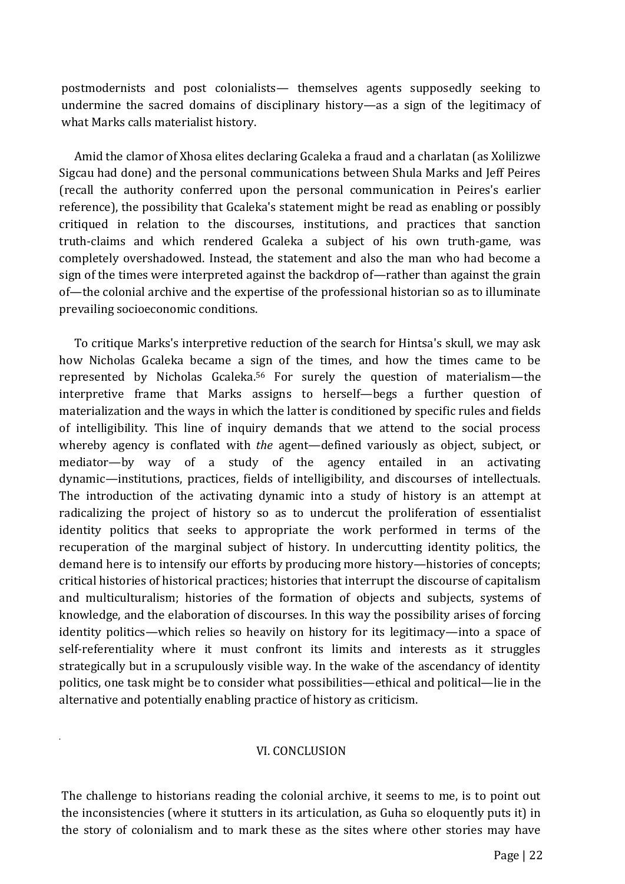postmodernists and post colonialists— themselves agents supposedly seeking to undermine the sacred domains of disciplinary history—as a sign of the legitimacy of what Marks calls materialist history.

Amid the clamor of Xhosa elites declaring Gcaleka a fraud and a charlatan (as Xolilizwe Sigcau had done) and the personal communications between Shula Marks and Jeff Peires (recall the authority conferred upon the personal communication in Peires's earlier reference), the possibility that Gcaleka's statement might be read as enabling or possibly critiqued in relation to the discourses, institutions, and practices that sanction truth-claims and which rendered Gcaleka a subject of his own truth-game, was completely overshadowed. Instead, the statement and also the man who had become a sign of the times were interpreted against the backdrop of—rather than against the grain of—the colonial archive and the expertise of the professional historian so as to illuminate prevailing socioeconomic conditions.

To critique Marks's interpretive reduction of the search for Hintsa's skull, we may ask how Nicholas Gcaleka became a sign of the times, and how the times came to be represented by Nicholas Gcaleka.[56] For surely the question of materialism—the interpretive frame that Marks assigns to herself—begs a further question of materialization and the ways in which the latter is conditioned by specific rules and fields of intelligibility. This line of inquiry demands that we attend to the social process whereby agency is conflated with *the* agent—defined variously as object, subject, or mediator—by way of a study of the agency entailed in an activating dynamic—institutions, practices, fields of intelligibility, and discourses of intellectuals. The introduction of the activating dynamic into a study of history is an attempt at radicalizing the project of history so as to undercut the proliferation of essentialist identity politics that seeks to appropriate the work performed in terms of the recuperation of the marginal subject of history. In undercutting identity politics, the demand here is to intensify our efforts by producing more history—histories of concepts; critical histories of historical practices; histories that interrupt the discourse of capitalism and multiculturalism; histories of the formation of objects and subjects, systems of knowledge, and the elaboration of discourses. In this way the possibility arises of forcing identity politics—which relies so heavily on history for its legitimacy—into a space of self-referentiality where it must confront its limits and interests as it struggles strategically but in a scrupulously visible way. In the wake of the ascendancy of identity politics, one task might be to consider what possibilities—ethical and political—lie in the alternative and potentially enabling practice of history as criticism.

## VI. CONCLUSION

The challenge to historians reading the colonial archive, it seems to me, is to point out the inconsistencies (where it stutters in its articulation, as Guha so eloquently puts it) in the story of colonialism and to mark these as the sites where other stories may have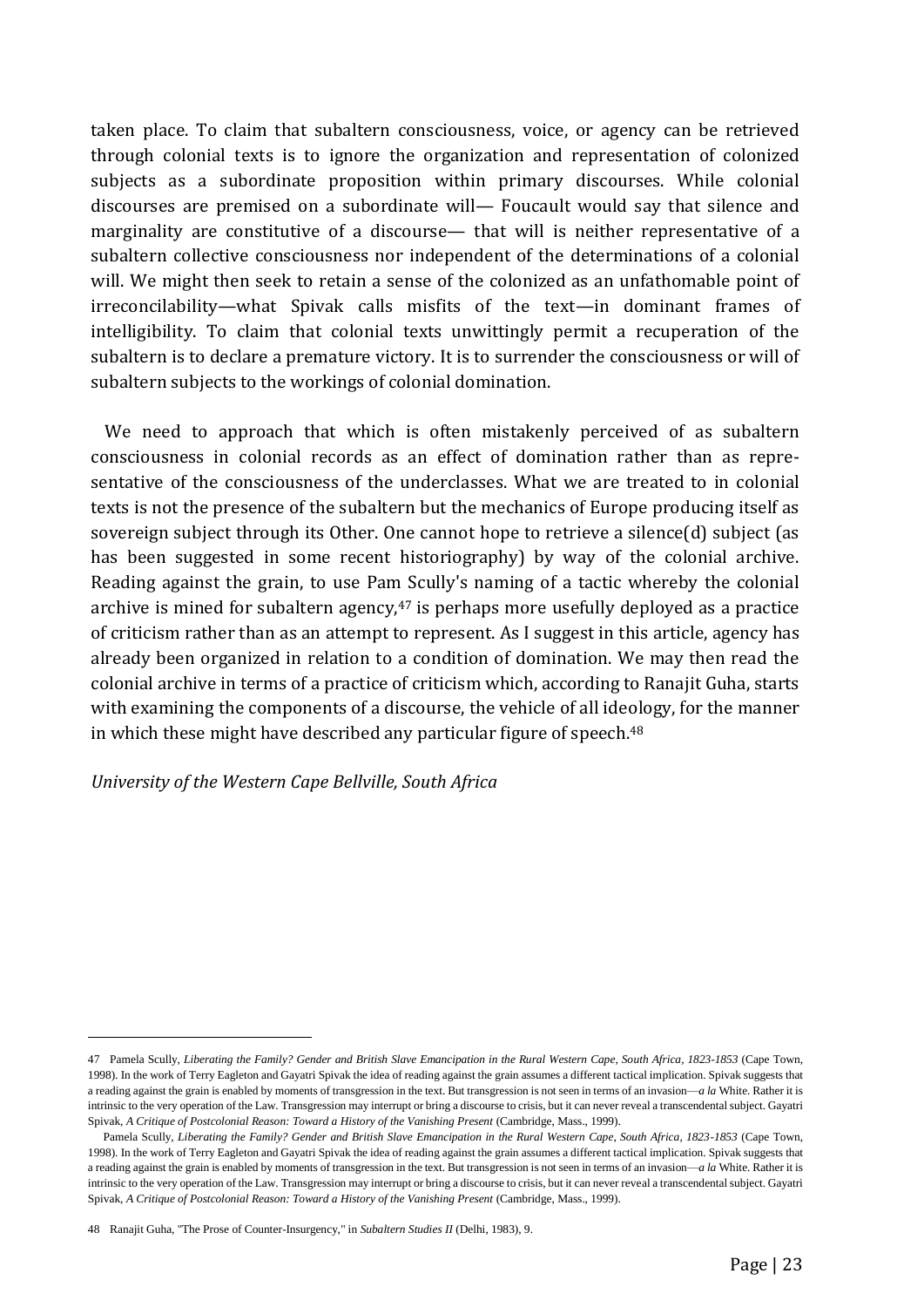taken place. To claim that subaltern consciousness, voice, or agency can be retrieved through colonial texts is to ignore the organization and representation of colonized subjects as a subordinate proposition within primary discourses. While colonial discourses are premised on a subordinate will— Foucault would say that silence and marginality are constitutive of a discourse— that will is neither representative of a subaltern collective consciousness nor independent of the determinations of a colonial will. We might then seek to retain a sense of the colonized as an unfathomable point of irreconcilability—what Spivak calls misfits of the text—in dominant frames of intelligibility. To claim that colonial texts unwittingly permit a recuperation of the subaltern is to declare a premature victory. It is to surrender the consciousness or will of subaltern subjects to the workings of colonial domination.

We need to approach that which is often mistakenly perceived of as subaltern consciousness in colonial records as an effect of domination rather than as representative of the consciousness of the underclasses. What we are treated to in colonial texts is not the presence of the subaltern but the mechanics of Europe producing itself as sovereign subject through its Other. One cannot hope to retrieve a silence(d) subject (as has been suggested in some recent historiography) by way of the colonial archive. Reading against the grain, to use Pam Scully's naming of a tactic whereby the colonial archive is mined for subaltern agency,[47] is perhaps more usefully deployed as a practice of criticism rather than as an attempt to represent. As I suggest in this article, agency has already been organized in relation to a condition of domination. We may then read the colonial archive in terms of a practice of criticism which, according to Ranajit Guha, starts with examining the components of a discourse, the vehicle of all ideology, for the manner in which these might have described any particular figure of speech.[48]

*University of the Western Cape Bellville, South Africa*

---

47 Pamela Scully, *Liberating the Family? Gender and British Slave Emancipation in the Rural Western Cape, South Africa, 1823-1853* (Cape Town, 1998). In the work of Terry Eagleton and Gayatri Spivak the idea of reading against the grain assumes a different tactical implication. Spivak suggests that a reading against the grain is enabled by moments of transgression in the text. But transgression is not seen in terms of an invasion—*a la* White. Rather it is intrinsic to the very operation of the Law. Transgression may interrupt or bring a discourse to crisis, but it can never reveal a transcendental subject. Gayatri Spivak, *A Critique of Postcolonial Reason: Toward a History of the Vanishing Present* (Cambridge, Mass., 1999).

Pamela Scully, *Liberating the Family? Gender and British Slave Emancipation in the Rural Western Cape, South Africa, 1823-1853* (Cape Town, 1998). In the work of Terry Eagleton and Gayatri Spivak the idea of reading against the grain assumes a different tactical implication. Spivak suggests that a reading against the grain is enabled by moments of transgression in the text. But transgression is not seen in terms of an invasion—*a la* White. Rather it is intrinsic to the very operation of the Law. Transgression may interrupt or bring a discourse to crisis, but it can never reveal a transcendental subject. Gayatri Spivak, *A Critique of Postcolonial Reason: Toward a History of the Vanishing Present* (Cambridge, Mass., 1999).

48 Ranajit Guha, "The Prose of Counter-Insurgency," in *Subaltern Studies II* (Delhi, 1983), 9.